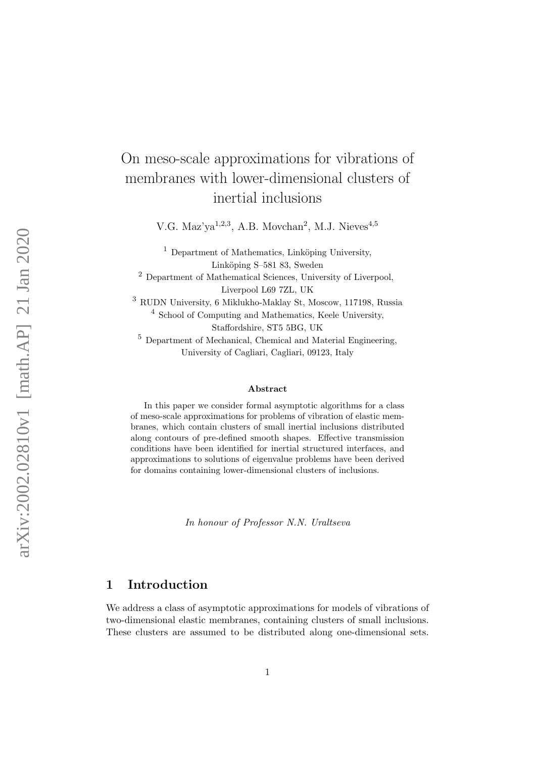# On meso-scale approximations for vibrations of membranes with lower-dimensional clusters of inertial inclusions

V.G. Maz'ya[1,2,3], A.B. Movchan[2], M.J. Nieves[4,5]

[1] Department of Mathematics, Linköping University, Linköping S–581 83, Sweden

[2] Department of Mathematical Sciences, University of Liverpool, Liverpool L69 7ZL, UK

[3] RUDN University, 6 Miklukho-Maklay St, Moscow, 117198, Russia

[4] School of Computing and Mathematics, Keele University, Staffordshire, ST5 5BG, UK

[5] Department of Mechanical, Chemical and Material Engineering, University of Cagliari, Cagliari, 09123, Italy

### Abstract

In this paper we consider formal asymptotic algorithms for a class of meso-scale approximations for problems of vibration of elastic membranes, which contain clusters of small inertial inclusions distributed along contours of pre-defined smooth shapes. Effective transmission conditions have been identified for inertial structured interfaces, and approximations to solutions of eigenvalue problems have been derived for domains containing lower-dimensional clusters of inclusions.

*In honour of Professor N.N. Uraltseva*

## 1 Introduction

We address a class of asymptotic approximations for models of vibrations of two-dimensional elastic membranes, containing clusters of small inclusions. These clusters are assumed to be distributed along one-dimensional sets.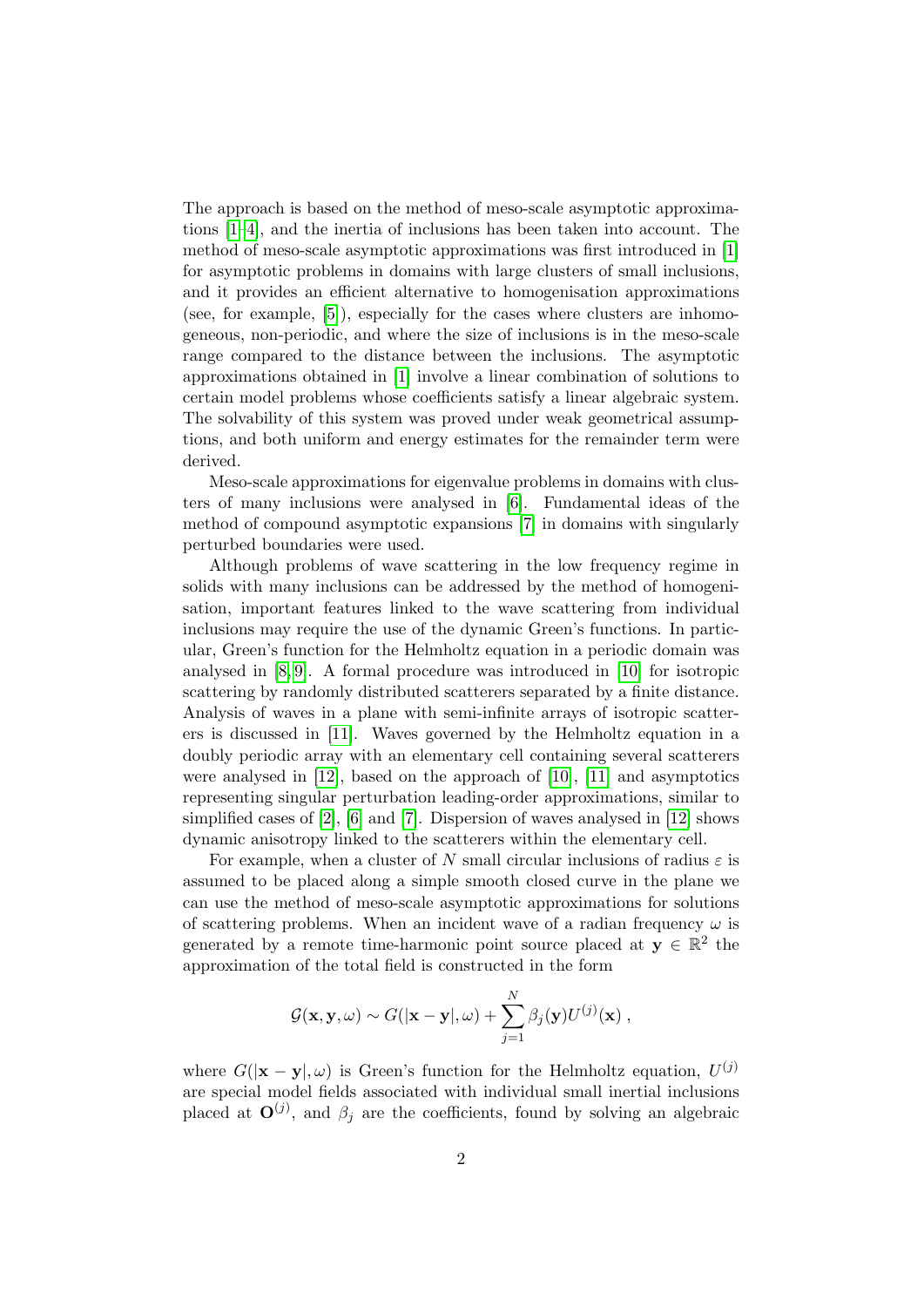The approach is based on the method of meso-scale asymptotic approximations [1–4], and the inertia of inclusions has been taken into account. The method of meso-scale asymptotic approximations was first introduced in [1] for asymptotic problems in domains with large clusters of small inclusions, and it provides an efficient alternative to homogenisation approximations (see, for example, [5]), especially for the cases where clusters are inhomogeneous, non-periodic, and where the size of inclusions is in the meso-scale range compared to the distance between the inclusions. The asymptotic approximations obtained in [1] involve a linear combination of solutions to certain model problems whose coefficients satisfy a linear algebraic system. The solvability of this system was proved under weak geometrical assumptions, and both uniform and energy estimates for the remainder term were derived.

Meso-scale approximations for eigenvalue problems in domains with clusters of many inclusions were analysed in [6]. Fundamental ideas of the method of compound asymptotic expansions [7] in domains with singularly perturbed boundaries were used.

Although problems of wave scattering in the low frequency regime in solids with many inclusions can be addressed by the method of homogenisation, important features linked to the wave scattering from individual inclusions may require the use of the dynamic Green's functions. In particular, Green's function for the Helmholtz equation in a periodic domain was analysed in [8, 9]. A formal procedure was introduced in [10] for isotropic scattering by randomly distributed scatterers separated by a finite distance. Analysis of waves in a plane with semi-infinite arrays of isotropic scatterers is discussed in [11]. Waves governed by the Helmholtz equation in a doubly periodic array with an elementary cell containing several scatterers were analysed in [12], based on the approach of [10], [11] and asymptotics representing singular perturbation leading-order approximations, similar to simplified cases of [2], [6] and [7]. Dispersion of waves analysed in [12] shows dynamic anisotropy linked to the scatterers within the elementary cell.

For example, when a cluster of $N$ small circular inclusions of radius $\varepsilon$ is assumed to be placed along a simple smooth closed curve in the plane we can use the method of meso-scale asymptotic approximations for solutions of scattering problems. When an incident wave of a radian frequency $\omega$ is generated by a remote time-harmonic point source placed at $\mathbf{y} \in \mathbb{R}^2$ the approximation of the total field is constructed in the form

$$\mathcal{G}(\mathbf{x}, \mathbf{y}, \omega) \sim G(|\mathbf{x}-\mathbf{y}|, \omega) + \sum_{j=1}^{N} \beta_j(\mathbf{y}) U^{(j)}(\mathbf{x}) \, ,$$

where $G(|\mathbf{x}-\mathbf{y}|, \omega)$ is Green's function for the Helmholtz equation, $U^{(j)}$ are special model fields associated with individual small inertial inclusions placed at $\mathbf{O}^{(j)}$, and $\beta_j$ are the coefficients, found by solving an algebraic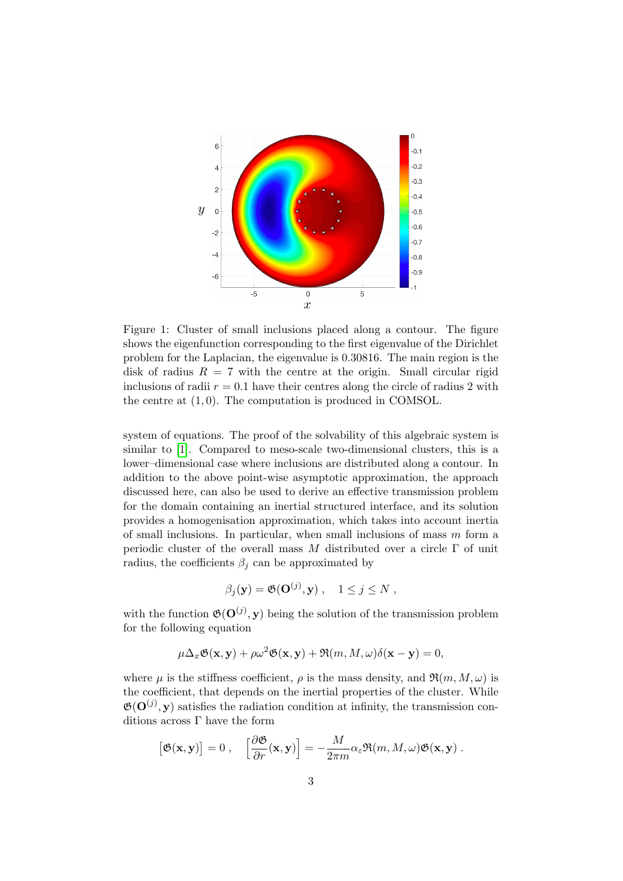Figure 1: Cluster of small inclusions placed along a contour. The figure shows the eigenfunction corresponding to the first eigenvalue of the Dirichlet problem for the Laplacian, the eigenvalue is 0.30816. The main region is the disk of radius $R = 7$ with the centre at the origin. Small circular rigid inclusions of radii $r = 0.1$ have their centres along the circle of radius 2 with the centre at $(1, 0)$. The computation is produced in COMSOL.

system of equations. The proof of the solvability of this algebraic system is similar to [1]. Compared to meso-scale two-dimensional clusters, this is a lower–dimensional case where inclusions are distributed along a contour. In addition to the above point-wise asymptotic approximation, the approach discussed here, can also be used to derive an effective transmission problem for the domain containing an inertial structured interface, and its solution provides a homogenisation approximation, which takes into account inertia of small inclusions. In particular, when small inclusions of mass $m$ form a periodic cluster of the overall mass $M$ distributed over a circle $\Gamma$ of unit radius, the coefficients $\beta_j$ can be approximated by

$$\beta_j(\mathbf{y}) = \mathfrak{G}(\mathbf{O}^{(j)}, \mathbf{y}) \; , \quad 1 \le j \le N \; ,$$

with the function $\mathfrak{G}(\mathbf{O}^{(j)}, \mathbf{y})$ being the solution of the transmission problem for the following equation

$$\mu \Delta_x \mathfrak{G}(\mathbf{x}, \mathbf{y}) + \rho \omega^2 \mathfrak{G}(\mathbf{x}, \mathbf{y}) + \mathfrak{R}(m, M, \omega) \delta(\mathbf{x} - \mathbf{y}) = 0,$$

where $\mu$ is the stiffness coefficient, $\rho$ is the mass density, and $\mathfrak{R}(m, M, \omega)$ is the coefficient, that depends on the inertial properties of the cluster. While $\mathfrak{G}(\mathbf{O}^{(j)}, \mathbf{y})$ satisfies the radiation condition at infinity, the transmission conditions across $\Gamma$ have the form

$$\big[\mathfrak{G}(\mathbf{x}, \mathbf{y})\big] = 0 \; , \quad \Big[\frac{\partial \mathfrak{G}}{\partial r}(\mathbf{x}, \mathbf{y})\Big] = -\frac{M}{2\pi m} \alpha_\varepsilon \mathfrak{R}(m, M, \omega) \mathfrak{G}(\mathbf{x}, \mathbf{y}) \; .$$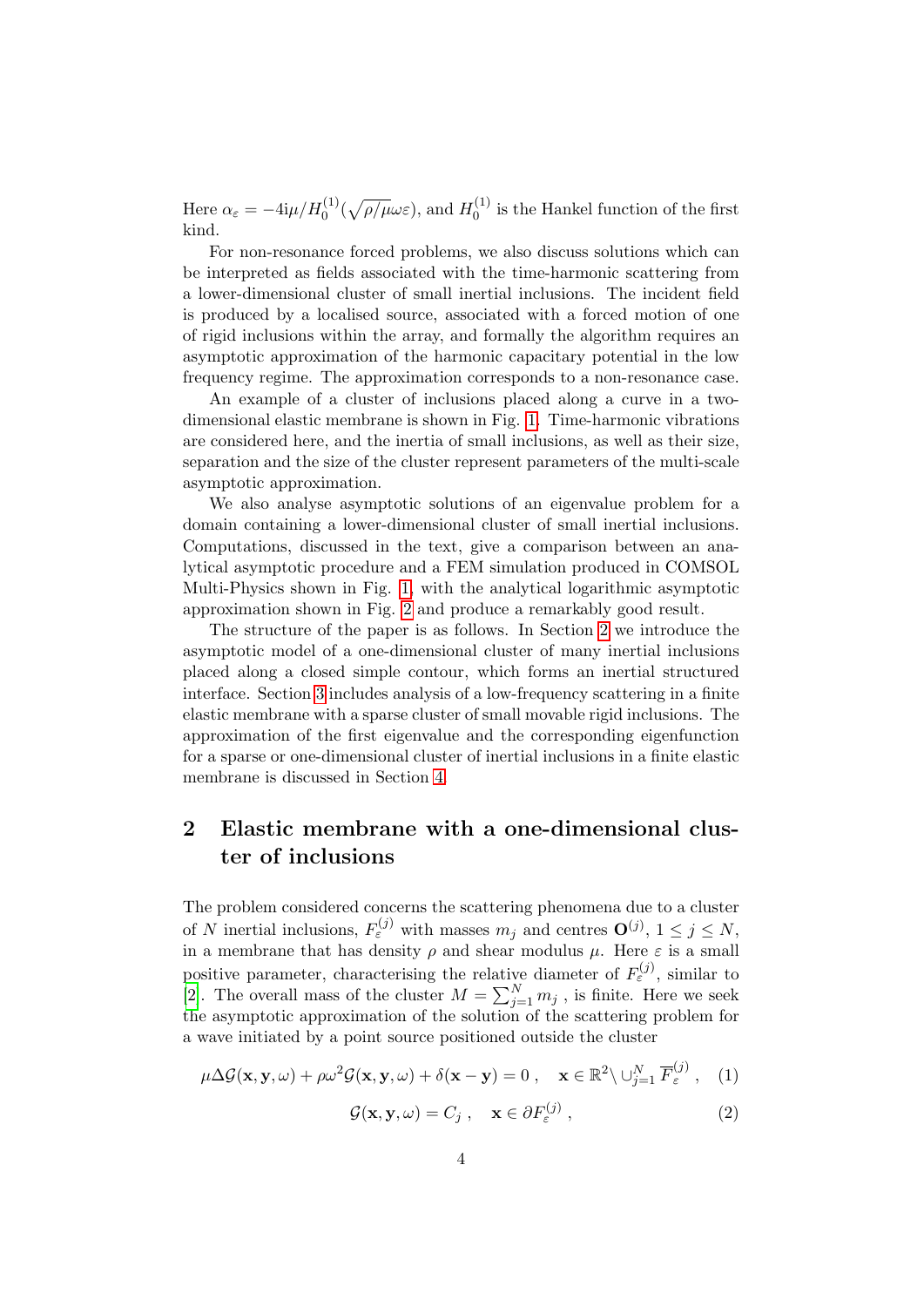Here $\alpha_\varepsilon = -4\mathrm{i}\mu/H_0^{(1)}(\sqrt{\rho/\mu}\omega\varepsilon)$, and $H_0^{(1)}$ is the Hankel function of the first kind.

For non-resonance forced problems, we also discuss solutions which can be interpreted as fields associated with the time-harmonic scattering from a lower-dimensional cluster of small inertial inclusions. The incident field is produced by a localised source, associated with a forced motion of one of rigid inclusions within the array, and formally the algorithm requires an asymptotic approximation of the harmonic capacitary potential in the low frequency regime. The approximation corresponds to a non-resonance case.

An example of a cluster of inclusions placed along a curve in a two-dimensional elastic membrane is shown in Fig. 1. Time-harmonic vibrations are considered here, and the inertia of small inclusions, as well as their size, separation and the size of the cluster represent parameters of the multi-scale asymptotic approximation.

We also analyse asymptotic solutions of an eigenvalue problem for a domain containing a lower-dimensional cluster of small inertial inclusions. Computations, discussed in the text, give a comparison between an analytical asymptotic procedure and a FEM simulation produced in COMSOL Multi-Physics shown in Fig. 1, with the analytical logarithmic asymptotic approximation shown in Fig. 2 and produce a remarkably good result.

The structure of the paper is as follows. In Section 2 we introduce the asymptotic model of a one-dimensional cluster of many inertial inclusions placed along a closed simple contour, which forms an inertial structured interface. Section 3 includes analysis of a low-frequency scattering in a finite elastic membrane with a sparse cluster of small movable rigid inclusions. The approximation of the first eigenvalue and the corresponding eigenfunction for a sparse or one-dimensional cluster of inertial inclusions in a finite elastic membrane is discussed in Section 4.

## 2 Elastic membrane with a one-dimensional cluster of inclusions

The problem considered concerns the scattering phenomena due to a cluster of $N$ inertial inclusions, $F_\varepsilon^{(j)}$ with masses $m_j$ and centres $\mathbf{O}^{(j)}$, $1 \le j \le N$, in a membrane that has density $\rho$ and shear modulus $\mu$. Here $\varepsilon$ is a small positive parameter, characterising the relative diameter of $F_\varepsilon^{(j)}$, similar to [2]. The overall mass of the cluster $M = \sum_{j=1}^N m_j$ , is finite. Here we seek the asymptotic approximation of the solution of the scattering problem for a wave initiated by a point source positioned outside the cluster

$$\mu\Delta\mathcal{G}(\mathbf{x},\mathbf{y},\omega) + \rho\omega^2\mathcal{G}(\mathbf{x},\mathbf{y},\omega) + \delta(\mathbf{x}-\mathbf{y}) = 0 \ , \quad \mathbf{x} \in \mathbb{R}^2 \setminus \cup_{j=1}^N \overline{F}_\varepsilon^{(j)} \ , \quad (1)$$

$$\mathcal{G}(\mathbf{x},\mathbf{y},\omega) = C_j \ , \quad \mathbf{x} \in \partial F_\varepsilon^{(j)} \ , \quad (2)$$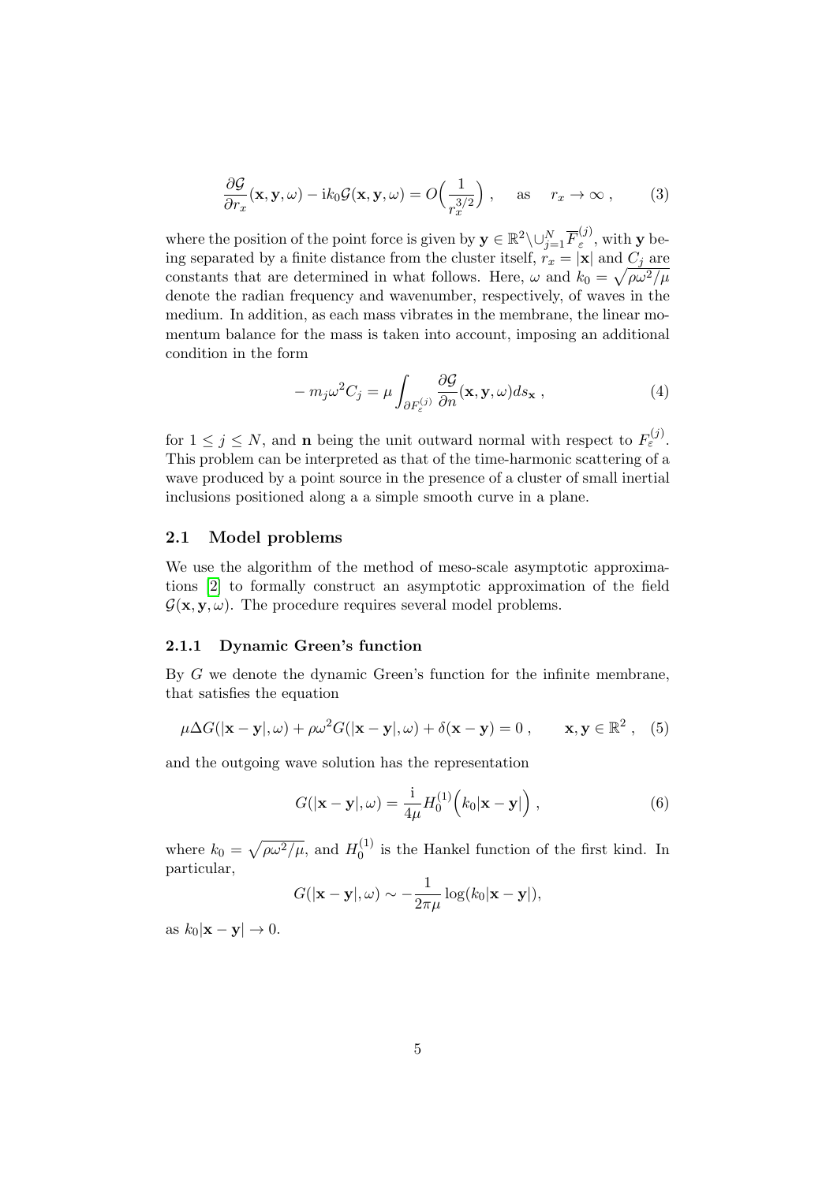$$\frac{\partial \mathcal{G}}{\partial r_x}(\mathbf{x}, \mathbf{y}, \omega) - \mathrm{i}k_0 \mathcal{G}(\mathbf{x}, \mathbf{y}, \omega) = O\Big(\frac{1}{r_x^{3/2}}\Big) , \quad \text{as} \quad r_x \to \infty , \tag{3}$$

where the position of the point force is given by $\mathbf{y} \in \mathbb{R}^2 \backslash \cup_{j=1}^{N} \overline{F}_\varepsilon^{(j)}$, with $\mathbf{y}$ being separated by a finite distance from the cluster itself, $r_x = |\mathbf{x}|$ and $C_j$ are constants that are determined in what follows. Here, $\omega$ and $k_0 = \sqrt{\rho\omega^2/\mu}$ denote the radian frequency and wavenumber, respectively, of waves in the medium. In addition, as each mass vibrates in the membrane, the linear momentum balance for the mass is taken into account, imposing an additional condition in the form

$$-m_j \omega^2 C_j = \mu \int_{\partial F_\varepsilon^{(j)}} \frac{\partial \mathcal{G}}{\partial n}(\mathbf{x}, \mathbf{y}, \omega) ds_{\mathbf{x}} , \tag{4}$$

for $1 \leq j \leq N$, and $\mathbf{n}$ being the unit outward normal with respect to $F_\varepsilon^{(j)}$. This problem can be interpreted as that of the time-harmonic scattering of a wave produced by a point source in the presence of a cluster of small inertial inclusions positioned along a a simple smooth curve in a plane.

## 2.1 Model problems

We use the algorithm of the method of meso-scale asymptotic approximations [2] to formally construct an asymptotic approximation of the field $\mathcal{G}(\mathbf{x}, \mathbf{y}, \omega)$. The procedure requires several model problems.

### 2.1.1 Dynamic Green's function

By $G$ we denote the dynamic Green's function for the infinite membrane, that satisfies the equation

$$\mu \Delta G(|\mathbf{x} - \mathbf{y}|, \omega) + \rho\omega^2 G(|\mathbf{x} - \mathbf{y}|, \omega) + \delta(\mathbf{x} - \mathbf{y}) = 0 , \qquad \mathbf{x}, \mathbf{y} \in \mathbb{R}^2 , \tag{5}$$

and the outgoing wave solution has the representation

$$G(|\mathbf{x} - \mathbf{y}|, \omega) = \frac{\mathrm{i}}{4\mu} H_0^{(1)}\Big(k_0 |\mathbf{x} - \mathbf{y}|\Big) , \tag{6}$$

where $k_0 = \sqrt{\rho\omega^2/\mu}$, and $H_0^{(1)}$ is the Hankel function of the first kind. In particular,

$$G(|\mathbf{x} - \mathbf{y}|, \omega) \sim -\frac{1}{2\pi\mu} \log(k_0 |\mathbf{x} - \mathbf{y}|),$$

as $k_0 |\mathbf{x} - \mathbf{y}| \to 0$.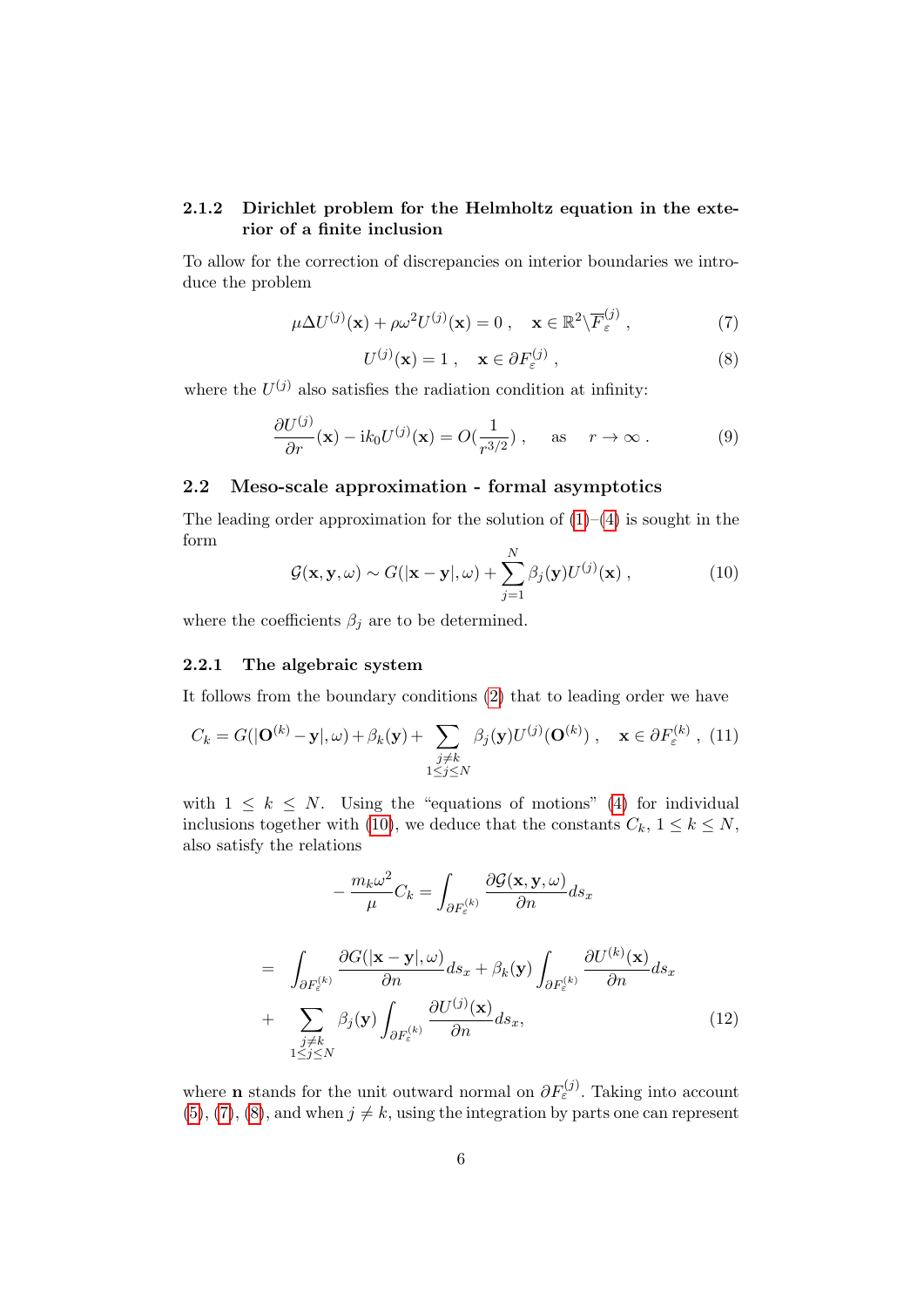#### 2.1.2 Dirichlet problem for the Helmholtz equation in the exterior of a finite inclusion

To allow for the correction of discrepancies on interior boundaries we introduce the problem

$$\mu \Delta U^{(j)}(\mathbf{x}) + \rho\omega^2 U^{(j)}(\mathbf{x}) = 0 \;, \quad \mathbf{x} \in \mathbb{R}^2 \backslash \overline{F}_\varepsilon^{(j)} \;, \tag{7}$$

$$U^{(j)}(\mathbf{x}) = 1 \;, \quad \mathbf{x} \in \partial F_\varepsilon^{(j)} \;, \tag{8}$$

where the $U^{(j)}$ also satisfies the radiation condition at infinity:

$$\frac{\partial U^{(j)}}{\partial r}(\mathbf{x}) - \mathrm{i}k_0 U^{(j)}(\mathbf{x}) = O(\frac{1}{r^{3/2}}) \;, \quad \text{as} \quad r \to \infty \;. \tag{9}$$

### 2.2 Meso-scale approximation - formal asymptotics

The leading order approximation for the solution of (1)–(4) is sought in the form

$$\mathcal{G}(\mathbf{x}, \mathbf{y}, \omega) \sim G(|\mathbf{x} - \mathbf{y}|, \omega) + \sum_{j=1}^{N} \beta_j(\mathbf{y}) U^{(j)}(\mathbf{x}) \;, \tag{10}$$

where the coefficients $\beta_j$ are to be determined.

#### 2.2.1 The algebraic system

It follows from the boundary conditions (2) that to leading order we have

$$C_k = G(|\mathbf{O}^{(k)} - \mathbf{y}|, \omega) + \beta_k(\mathbf{y}) + \sum_{\substack{j \neq k \\ 1 \leq j \leq N}} \beta_j(\mathbf{y}) U^{(j)}(\mathbf{O}^{(k)}) \;, \quad \mathbf{x} \in \partial F_\varepsilon^{(k)} \;, \tag{11}$$

with $1 \leq k \leq N$. Using the "equations of motions" (4) for individual inclusions together with (10), we deduce that the constants $C_k$, $1 \leq k \leq N$, also satisfy the relations

$$-\frac{m_k \omega^2}{\mu} C_k = \int_{\partial F_\varepsilon^{(k)}} \frac{\partial \mathcal{G}(\mathbf{x}, \mathbf{y}, \omega)}{\partial n} ds_x$$

$$= \int_{\partial F_\varepsilon^{(k)}} \frac{\partial G(|\mathbf{x} - \mathbf{y}|, \omega)}{\partial n} ds_x + \beta_k(\mathbf{y}) \int_{\partial F_\varepsilon^{(k)}} \frac{\partial U^{(k)}(\mathbf{x})}{\partial n} ds_x$$

$$+ \sum_{\substack{j \neq k \\ 1 \leq j \leq N}} \beta_j(\mathbf{y}) \int_{\partial F_\varepsilon^{(k)}} \frac{\partial U^{(j)}(\mathbf{x})}{\partial n} ds_x, \tag{12}$$

where $\mathbf{n}$ stands for the unit outward normal on $\partial F_\varepsilon^{(j)}$. Taking into account (5), (7), (8), and when $j \neq k$, using the integration by parts one can represent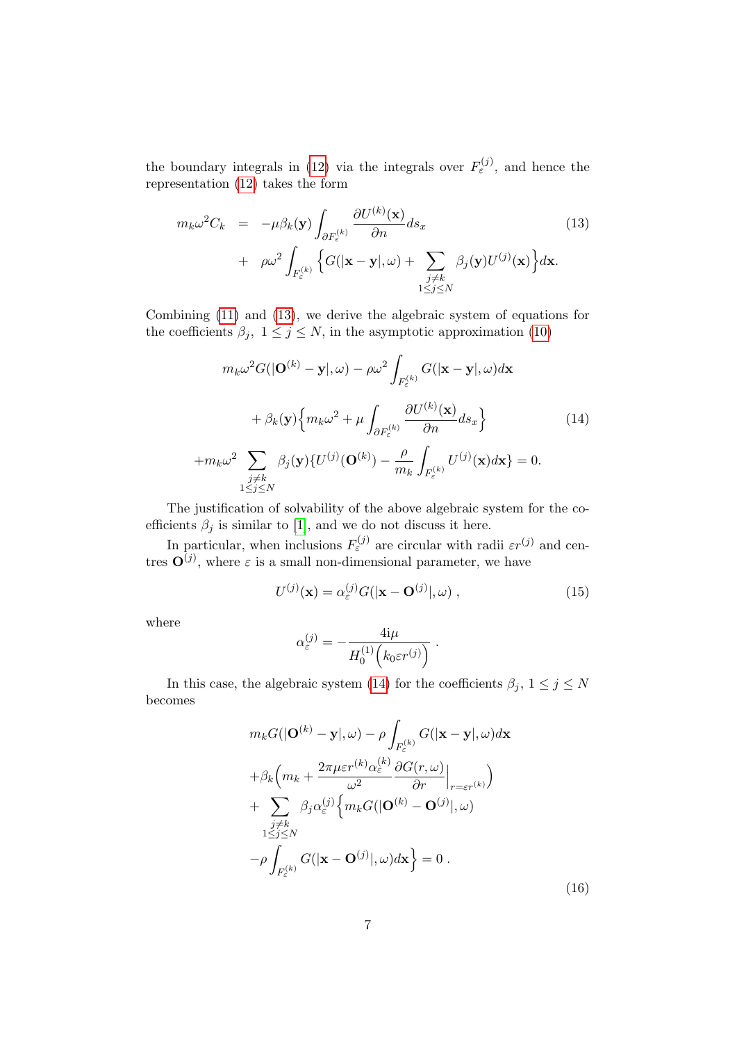the boundary integrals in (12) via the integrals over $F_\varepsilon^{(j)}$, and hence the representation (12) takes the form

$$
\begin{aligned}
m_k \omega^2 C_k &= -\mu \beta_k(\mathbf{y}) \int_{\partial F_\varepsilon^{(k)}} \frac{\partial U^{(k)}(\mathbf{x})}{\partial n} ds_x \\
&+ \rho \omega^2 \int_{F_\varepsilon^{(k)}} \Big\{ G(|\mathbf{x}-\mathbf{y}|,\omega) + \sum_{\substack{j\neq k \\ 1\leq j\leq N}} \beta_j(\mathbf{y}) U^{(j)}(\mathbf{x}) \Big\} d\mathbf{x}.
\end{aligned} \tag{13}
$$

Combining (11) and (13), we derive the algebraic system of equations for the coefficients $\beta_j,\ 1\leq j\leq N$, in the asymptotic approximation (10)

$$
\begin{aligned}
m_k \omega^2 G(|\mathbf{O}^{(k)}-\mathbf{y}|,\omega) &- \rho\omega^2 \int_{F_\varepsilon^{(k)}} G(|\mathbf{x}-\mathbf{y}|,\omega) d\mathbf{x} \\
&+ \beta_k(\mathbf{y}) \Big\{ m_k \omega^2 + \mu \int_{\partial F_\varepsilon^{(k)}} \frac{\partial U^{(k)}(\mathbf{x})}{\partial n} ds_x \Big\} \\
+ m_k \omega^2 \sum_{\substack{j\neq k \\ 1\leq j\leq N}} & \beta_j(\mathbf{y}) \{ U^{(j)}(\mathbf{O}^{(k)}) - \frac{\rho}{m_k} \int_{F_\varepsilon^{(k)}} U^{(j)}(\mathbf{x}) d\mathbf{x} \} = 0.
\end{aligned} \tag{14}
$$

The justification of solvability of the above algebraic system for the coefficients $\beta_j$ is similar to [1], and we do not discuss it here.

In particular, when inclusions $F_\varepsilon^{(j)}$ are circular with radii $\varepsilon r^{(j)}$ and centres $\mathbf{O}^{(j)}$, where $\varepsilon$ is a small non-dimensional parameter, we have

$$
U^{(j)}(\mathbf{x}) = \alpha_\varepsilon^{(j)} G(|\mathbf{x}-\mathbf{O}^{(j)}|,\omega) \,, \tag{15}
$$

where

$$
\alpha_\varepsilon^{(j)} = -\frac{4\mathrm{i}\mu}{H_0^{(1)}\Big(k_0 \varepsilon r^{(j)}\Big)} \,.
$$

In this case, the algebraic system (14) for the coefficients $\beta_j,\ 1\leq j\leq N$ becomes

$$
\begin{aligned}
& m_k G(|\mathbf{O}^{(k)}-\mathbf{y}|,\omega) - \rho \int_{F_\varepsilon^{(k)}} G(|\mathbf{x}-\mathbf{y}|,\omega) d\mathbf{x} \\
& + \beta_k \Big( m_k + \frac{2\pi\mu\varepsilon r^{(k)} \alpha_\varepsilon^{(k)}}{\omega^2} \frac{\partial G(r,\omega)}{\partial r}\Big|_{r=\varepsilon r^{(k)}} \Big) \\
& + \sum_{\substack{j\neq k \\ 1\leq j\leq N}} \beta_j \alpha_\varepsilon^{(j)} \Big\{ m_k G(|\mathbf{O}^{(k)}-\mathbf{O}^{(j)}|,\omega) \\
& - \rho \int_{F_\varepsilon^{(k)}} G(|\mathbf{x}-\mathbf{O}^{(j)}|,\omega) d\mathbf{x} \Big\} = 0 \,.
\end{aligned} \tag{16}
$$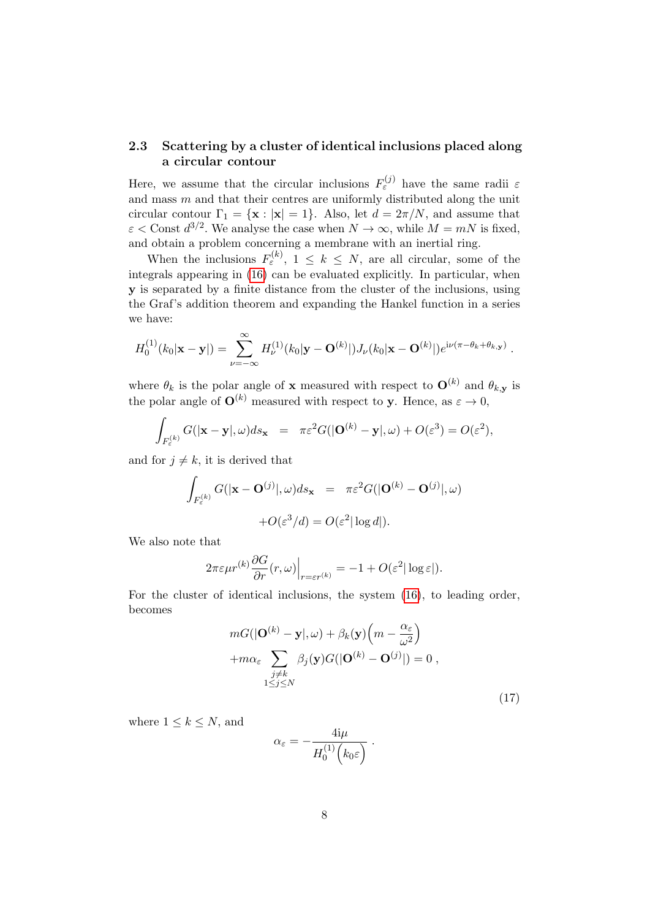### 2.3 Scattering by a cluster of identical inclusions placed along a circular contour

Here, we assume that the circular inclusions $F_\varepsilon^{(j)}$ have the same radii $\varepsilon$ and mass $m$ and that their centres are uniformly distributed along the unit circular contour $\Gamma_1 = \{\mathbf{x} : |\mathbf{x}| = 1\}$. Also, let $d = 2\pi/N$, and assume that $\varepsilon <$ Const $d^{3/2}$. We analyse the case when $N \to \infty$, while $M = mN$ is fixed, and obtain a problem concerning a membrane with an inertial ring.

When the inclusions $F_\varepsilon^{(k)}$, $1 \le k \le N$, are all circular, some of the integrals appearing in (16) can be evaluated explicitly. In particular, when $\mathbf{y}$ is separated by a finite distance from the cluster of the inclusions, using the Graf's addition theorem and expanding the Hankel function in a series we have:

$$H_0^{(1)}(k_0|\mathbf{x}-\mathbf{y}|) = \sum_{\nu=-\infty}^{\infty} H_\nu^{(1)}(k_0|\mathbf{y}-\mathbf{O}^{(k)}|) J_\nu(k_0|\mathbf{x}-\mathbf{O}^{(k)}|) e^{\mathrm{i}\nu(\pi-\theta_k+\theta_{k,\mathbf{y}})} .$$

where $\theta_k$ is the polar angle of $\mathbf{x}$ measured with respect to $\mathbf{O}^{(k)}$ and $\theta_{k,\mathbf{y}}$ is the polar angle of $\mathbf{O}^{(k)}$ measured with respect to $\mathbf{y}$. Hence, as $\varepsilon \to 0$,

$$\int_{F_\varepsilon^{(k)}} G(|\mathbf{x}-\mathbf{y}|,\omega) ds_{\mathbf{x}} \;=\; \pi\varepsilon^2 G(|\mathbf{O}^{(k)}-\mathbf{y}|,\omega) + O(\varepsilon^3) = O(\varepsilon^2),$$

and for $j \neq k$, it is derived that

$$\int_{F_\varepsilon^{(k)}} G(|\mathbf{x}-\mathbf{O}^{(j)}|,\omega) ds_{\mathbf{x}} \;=\; \pi\varepsilon^2 G(|\mathbf{O}^{(k)}-\mathbf{O}^{(j)}|,\omega) + O(\varepsilon^3/d) = O(\varepsilon^2|\log d|).$$

We also note that

$$2\pi\varepsilon\mu r^{(k)} \frac{\partial G}{\partial r}(r,\omega)\Big|_{r=\varepsilon r^{(k)}} = -1 + O(\varepsilon^2|\log\varepsilon|).$$

For the cluster of identical inclusions, the system (16), to leading order, becomes

$$\begin{aligned} &mG(|\mathbf{O}^{(k)}-\mathbf{y}|,\omega) + \beta_k(\mathbf{y})\Big(m - \frac{\alpha_\varepsilon}{\omega^2}\Big) \\ &+ m\alpha_\varepsilon \sum_{\substack{j\neq k \\ 1\le j\le N}} \beta_j(\mathbf{y}) G(|\mathbf{O}^{(k)}-\mathbf{O}^{(j)}|) = 0 \, , \end{aligned} \tag{17}$$

where $1 \le k \le N$, and

$$\alpha_\varepsilon = -\frac{4\mathrm{i}\mu}{H_0^{(1)}\Big(k_0\varepsilon\Big)} \, .$$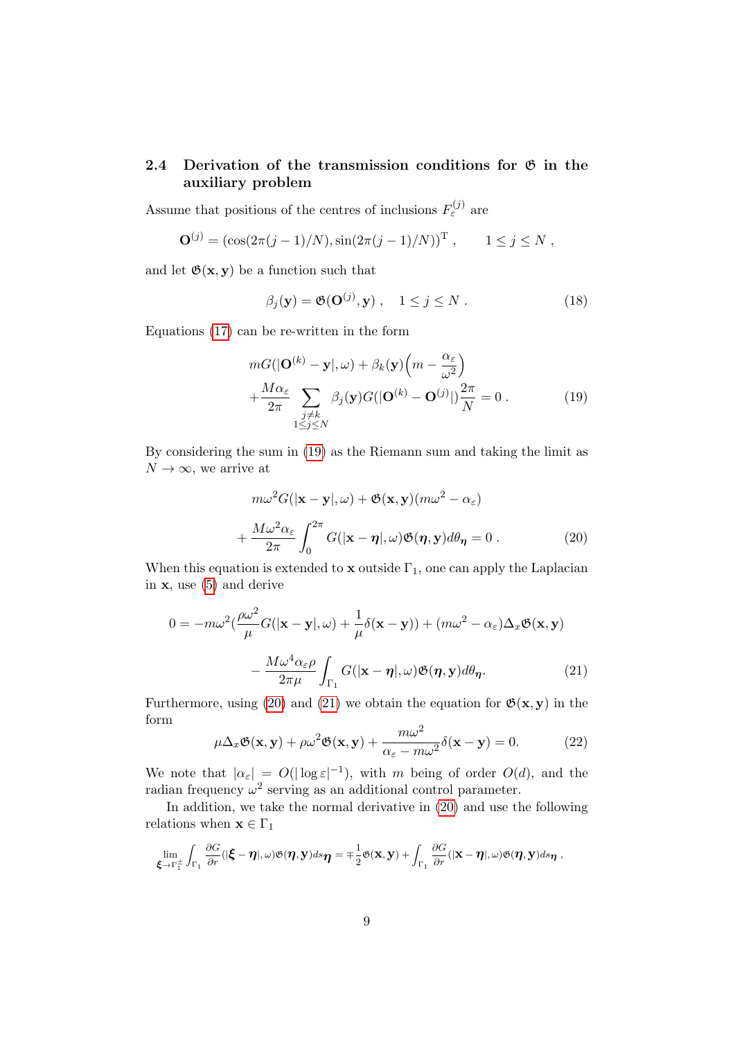### 2.4 Derivation of the transmission conditions for $\mathfrak{G}$ in the auxiliary problem

Assume that positions of the centres of inclusions $F_\varepsilon^{(j)}$ are

$$\mathbf{O}^{(j)} = (\cos(2\pi(j-1)/N), \sin(2\pi(j-1)/N))^{\mathrm{T}}\ , \qquad 1 \le j \le N\ ,$$

and let $\mathfrak{G}(\mathbf{x}, \mathbf{y})$ be a function such that

$$\beta_j(\mathbf{y}) = \mathfrak{G}(\mathbf{O}^{(j)}, \mathbf{y})\ , \quad 1 \le j \le N\ . \tag{18}$$

Equations (17) can be re-written in the form

$$\begin{aligned} &mG(|\mathbf{O}^{(k)} - \mathbf{y}|, \omega) + \beta_k(\mathbf{y})\Big(m - \frac{\alpha_\varepsilon}{\omega^2}\Big) \\ &+ \frac{M\alpha_\varepsilon}{2\pi} \sum_{\substack{j \neq k \\ 1 \le j \le N}} \beta_j(\mathbf{y}) G(|\mathbf{O}^{(k)} - \mathbf{O}^{(j)}|)\frac{2\pi}{N} = 0\ . \end{aligned} \tag{19}$$

By considering the sum in (19) as the Riemann sum and taking the limit as $N \to \infty$, we arrive at

$$\begin{aligned} &m\omega^2 G(|\mathbf{x} - \mathbf{y}|, \omega) + \mathfrak{G}(\mathbf{x}, \mathbf{y})(m\omega^2 - \alpha_\varepsilon) \\ &+ \frac{M\omega^2\alpha_\varepsilon}{2\pi} \int_0^{2\pi} G(|\mathbf{x} - \boldsymbol{\eta}|, \omega)\mathfrak{G}(\boldsymbol{\eta}, \mathbf{y}) d\theta_{\boldsymbol{\eta}} = 0\ . \end{aligned} \tag{20}$$

When this equation is extended to $\mathbf{x}$ outside $\Gamma_1$, one can apply the Laplacian in $\mathbf{x}$, use (5) and derive

$$\begin{aligned} 0 = &-m\omega^2\Big(\frac{\rho\omega^2}{\mu} G(|\mathbf{x} - \mathbf{y}|, \omega) + \frac{1}{\mu}\delta(\mathbf{x} - \mathbf{y})\Big) + (m\omega^2 - \alpha_\varepsilon)\Delta_x \mathfrak{G}(\mathbf{x}, \mathbf{y}) \\ &- \frac{M\omega^4\alpha_\varepsilon\rho}{2\pi\mu} \int_{\Gamma_1} G(|\mathbf{x} - \boldsymbol{\eta}|, \omega)\mathfrak{G}(\boldsymbol{\eta}, \mathbf{y}) d\theta_{\boldsymbol{\eta}}. \end{aligned} \tag{21}$$

Furthermore, using (20) and (21) we obtain the equation for $\mathfrak{G}(\mathbf{x}, \mathbf{y})$ in the form

$$\mu\Delta_x \mathfrak{G}(\mathbf{x}, \mathbf{y}) + \rho\omega^2 \mathfrak{G}(\mathbf{x}, \mathbf{y}) + \frac{m\omega^2}{\alpha_\varepsilon - m\omega^2}\delta(\mathbf{x} - \mathbf{y}) = 0. \tag{22}$$

We note that $|\alpha_\varepsilon| = O(|\log \varepsilon|^{-1})$, with $m$ being of order $O(d)$, and the radian frequency $\omega^2$ serving as an additional control parameter.

In addition, we take the normal derivative in (20) and use the following relations when $\mathbf{x} \in \Gamma_1$

$$\lim_{\boldsymbol{\xi} \to \Gamma_1^{\pm}} \int_{\Gamma_1} \frac{\partial G}{\partial r}(|\boldsymbol{\xi} - \boldsymbol{\eta}|, \omega)\mathfrak{G}(\boldsymbol{\eta}, \mathbf{y}) ds_{\boldsymbol{\eta}} = \mp\frac{1}{2}\mathfrak{G}(\mathbf{x}, \mathbf{y}) + \int_{\Gamma_1} \frac{\partial G}{\partial r}(|\mathbf{x} - \boldsymbol{\eta}|, \omega)\mathfrak{G}(\boldsymbol{\eta}, \mathbf{y}) ds_{\boldsymbol{\eta}}\ ,$$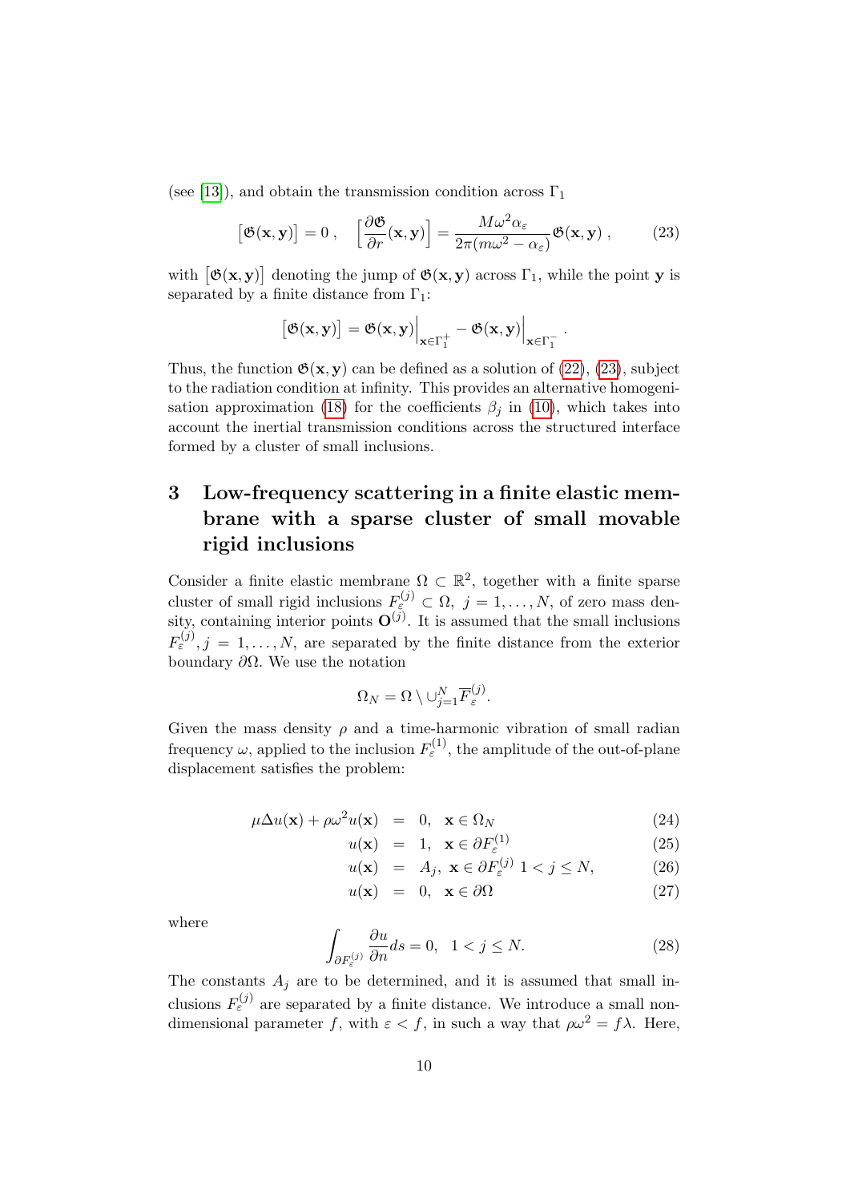(see [13]), and obtain the transmission condition across $\Gamma_1$

$$\big[\mathfrak{G}(\mathbf{x},\mathbf{y})\big] = 0\ , \quad \Big[\frac{\partial \mathfrak{G}}{\partial r}(\mathbf{x},\mathbf{y})\Big] = \frac{M\omega^2 \alpha_\varepsilon}{2\pi(m\omega^2 - \alpha_\varepsilon)}\mathfrak{G}(\mathbf{x},\mathbf{y})\ , \tag{23}$$

with $\big[\mathfrak{G}(\mathbf{x},\mathbf{y})\big]$ denoting the jump of $\mathfrak{G}(\mathbf{x},\mathbf{y})$ across $\Gamma_1$, while the point $\mathbf{y}$ is separated by a finite distance from $\Gamma_1$:

$$\big[\mathfrak{G}(\mathbf{x},\mathbf{y})\big] = \mathfrak{G}(\mathbf{x},\mathbf{y})\Big|_{\mathbf{x}\in\Gamma_1^+} - \mathfrak{G}(\mathbf{x},\mathbf{y})\Big|_{\mathbf{x}\in\Gamma_1^-}\ .$$

Thus, the function $\mathfrak{G}(\mathbf{x},\mathbf{y})$ can be defined as a solution of (22), (23), subject to the radiation condition at infinity. This provides an alternative homogenisation approximation (18) for the coefficients $\beta_j$ in (10), which takes into account the inertial transmission conditions across the structured interface formed by a cluster of small inclusions.

# 3 Low-frequency scattering in a finite elastic membrane with a sparse cluster of small movable rigid inclusions

Consider a finite elastic membrane $\Omega \subset \mathbb{R}^2$, together with a finite sparse cluster of small rigid inclusions $F_\varepsilon^{(j)} \subset \Omega$, $j = 1,\dots,N$, of zero mass density, containing interior points $\mathbf{O}^{(j)}$. It is assumed that the small inclusions $F_\varepsilon^{(j)}, j = 1,\dots,N$, are separated by the finite distance from the exterior boundary $\partial\Omega$. We use the notation

$$\Omega_N = \Omega \setminus \cup_{j=1}^N \overline{F}_\varepsilon^{(j)}.$$

Given the mass density $\rho$ and a time-harmonic vibration of small radian frequency $\omega$, applied to the inclusion $F_\varepsilon^{(1)}$, the amplitude of the out-of-plane displacement satisfies the problem:

$$\mu\Delta u(\mathbf{x}) + \rho\omega^2 u(\mathbf{x}) = 0, \quad \mathbf{x} \in \Omega_N \tag{24}$$

$$u(\mathbf{x}) = 1, \quad \mathbf{x} \in \partial F_\varepsilon^{(1)} \tag{25}$$

$$u(\mathbf{x}) = A_j, \ \mathbf{x} \in \partial F_\varepsilon^{(j)} \ 1 < j \leq N, \tag{26}$$

$$u(\mathbf{x}) = 0, \quad \mathbf{x} \in \partial\Omega \tag{27}$$

where

$$\int_{\partial F_\varepsilon^{(j)}} \frac{\partial u}{\partial n} ds = 0, \quad 1 < j \leq N. \tag{28}$$

The constants $A_j$ are to be determined, and it is assumed that small inclusions $F_\varepsilon^{(j)}$ are separated by a finite distance. We introduce a small non-dimensional parameter $f$, with $\varepsilon < f$, in such a way that $\rho\omega^2 = f\lambda$. Here,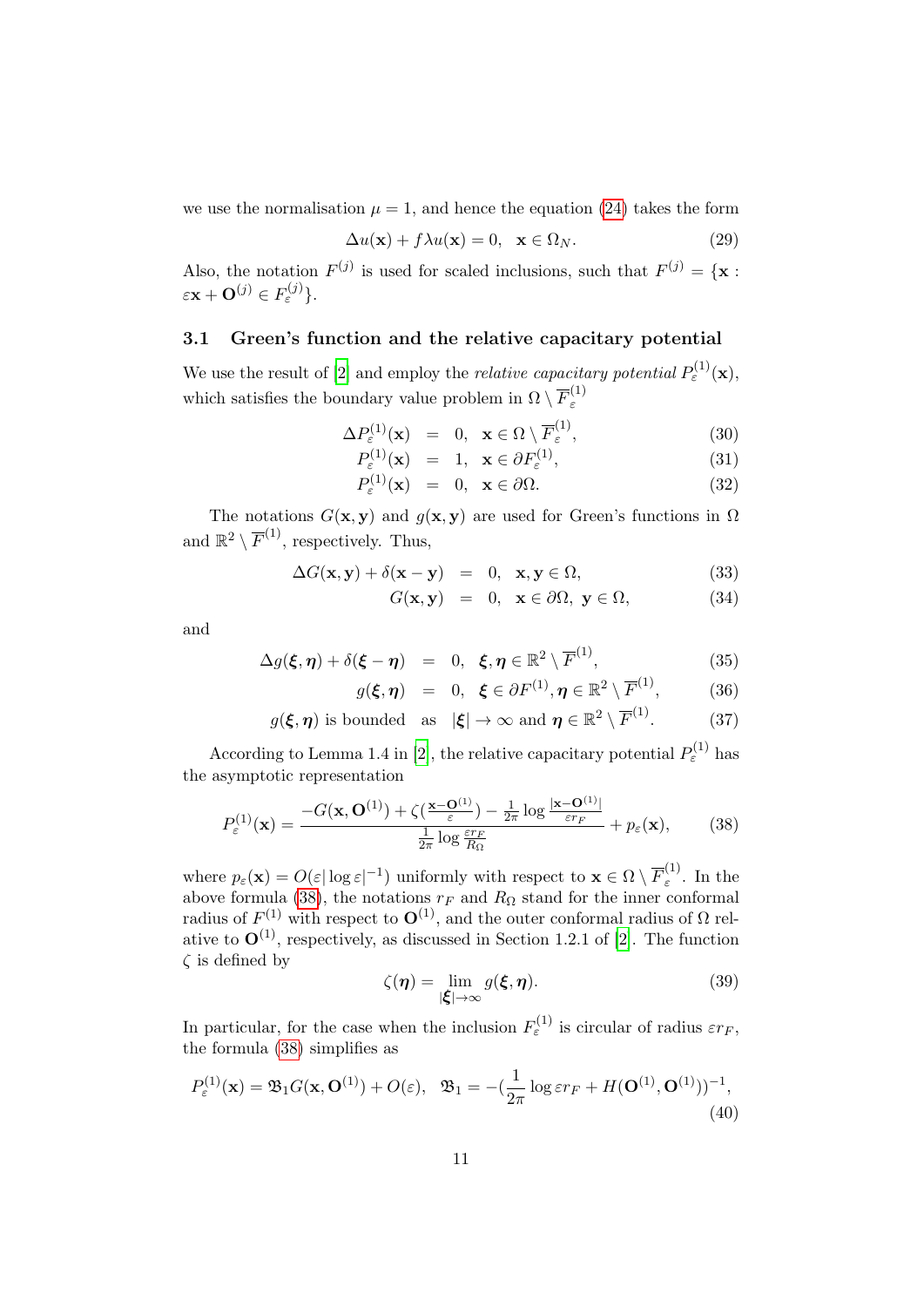we use the normalisation $\mu = 1$, and hence the equation (24) takes the form

$$\Delta u(\mathbf{x}) + f\lambda u(\mathbf{x}) = 0, \quad \mathbf{x} \in \Omega_N. \tag{29}$$

Also, the notation $F^{(j)}$ is used for scaled inclusions, such that $F^{(j)} = \{\mathbf{x} : \varepsilon\mathbf{x} + \mathbf{O}^{(j)} \in F_\varepsilon^{(j)}\}$.

### 3.1 Green's function and the relative capacitary potential

We use the result of [2] and employ the *relative capacitary potential* $P_\varepsilon^{(1)}(\mathbf{x})$, which satisfies the boundary value problem in $\Omega \setminus \overline{F}_\varepsilon^{(1)}$

$$\Delta P_\varepsilon^{(1)}(\mathbf{x}) = 0, \quad \mathbf{x} \in \Omega \setminus \overline{F}_\varepsilon^{(1)}, \tag{30}$$

$$P_\varepsilon^{(1)}(\mathbf{x}) = 1, \quad \mathbf{x} \in \partial F_\varepsilon^{(1)}, \tag{31}$$

$$P_\varepsilon^{(1)}(\mathbf{x}) = 0, \quad \mathbf{x} \in \partial\Omega. \tag{32}$$

The notations $G(\mathbf{x}, \mathbf{y})$ and $g(\mathbf{x}, \mathbf{y})$ are used for Green's functions in $\Omega$ and $\mathbb{R}^2 \setminus \overline{F}^{(1)}$, respectively. Thus,

$$\Delta G(\mathbf{x}, \mathbf{y}) + \delta(\mathbf{x} - \mathbf{y}) = 0, \quad \mathbf{x}, \mathbf{y} \in \Omega, \tag{33}$$

$$G(\mathbf{x}, \mathbf{y}) = 0, \quad \mathbf{x} \in \partial\Omega, \ \mathbf{y} \in \Omega, \tag{34}$$

and

$$\Delta g(\boldsymbol{\xi}, \boldsymbol{\eta}) + \delta(\boldsymbol{\xi} - \boldsymbol{\eta}) = 0, \quad \boldsymbol{\xi}, \boldsymbol{\eta} \in \mathbb{R}^2 \setminus \overline{F}^{(1)}, \tag{35}$$

$$g(\boldsymbol{\xi}, \boldsymbol{\eta}) = 0, \quad \boldsymbol{\xi} \in \partial F^{(1)}, \boldsymbol{\eta} \in \mathbb{R}^2 \setminus \overline{F}^{(1)}, \tag{36}$$

$$g(\boldsymbol{\xi}, \boldsymbol{\eta}) \text{ is bounded} \quad \text{as} \quad |\boldsymbol{\xi}| \to \infty \text{ and } \boldsymbol{\eta} \in \mathbb{R}^2 \setminus \overline{F}^{(1)}. \tag{37}$$

According to Lemma 1.4 in [2], the relative capacitary potential $P_\varepsilon^{(1)}$ has the asymptotic representation

$$P_\varepsilon^{(1)}(\mathbf{x}) = \frac{-G(\mathbf{x}, \mathbf{O}^{(1)}) + \zeta(\frac{\mathbf{x} - \mathbf{O}^{(1)}}{\varepsilon}) - \frac{1}{2\pi}\log\frac{|\mathbf{x} - \mathbf{O}^{(1)}|}{\varepsilon r_F}}{\frac{1}{2\pi}\log\frac{\varepsilon r_F}{R_\Omega}} + p_\varepsilon(\mathbf{x}), \tag{38}$$

where $p_\varepsilon(\mathbf{x}) = O(\varepsilon|\log\varepsilon|^{-1})$ uniformly with respect to $\mathbf{x} \in \Omega \setminus \overline{F}_\varepsilon^{(1)}$. In the above formula (38), the notations $r_F$ and $R_\Omega$ stand for the inner conformal radius of $F^{(1)}$ with respect to $\mathbf{O}^{(1)}$, and the outer conformal radius of $\Omega$ relative to $\mathbf{O}^{(1)}$, respectively, as discussed in Section 1.2.1 of [2]. The function $\zeta$ is defined by

$$\zeta(\boldsymbol{\eta}) = \lim_{|\boldsymbol{\xi}| \to \infty} g(\boldsymbol{\xi}, \boldsymbol{\eta}). \tag{39}$$

In particular, for the case when the inclusion $F_\varepsilon^{(1)}$ is circular of radius $\varepsilon r_F$, the formula (38) simplifies as

$$P_\varepsilon^{(1)}(\mathbf{x}) = \mathfrak{B}_1 G(\mathbf{x}, \mathbf{O}^{(1)}) + O(\varepsilon), \quad \mathfrak{B}_1 = -(\frac{1}{2\pi}\log\varepsilon r_F + H(\mathbf{O}^{(1)}, \mathbf{O}^{(1)}))^{-1}, \tag{40}$$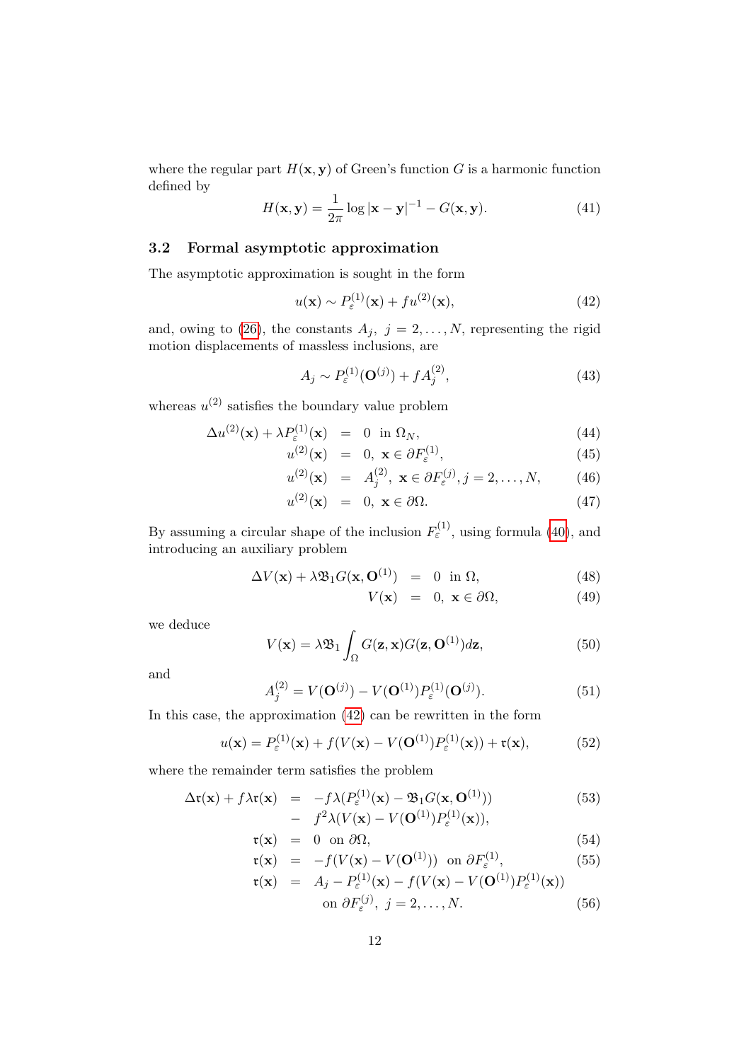where the regular part $H(\mathbf{x}, \mathbf{y})$ of Green's function $G$ is a harmonic function defined by

$$H(\mathbf{x}, \mathbf{y}) = \frac{1}{2\pi} \log |\mathbf{x} - \mathbf{y}|^{-1} - G(\mathbf{x}, \mathbf{y}). \tag{41}$$

### 3.2 Formal asymptotic approximation

The asymptotic approximation is sought in the form

$$u(\mathbf{x}) \sim P_\varepsilon^{(1)}(\mathbf{x}) + f u^{(2)}(\mathbf{x}), \tag{42}$$

and, owing to (26), the constants $A_j,\ j = 2, \dots, N$, representing the rigid motion displacements of massless inclusions, are

$$A_j \sim P_\varepsilon^{(1)}(\mathbf{O}^{(j)}) + f A_j^{(2)}, \tag{43}$$

whereas $u^{(2)}$ satisfies the boundary value problem

$$\begin{aligned}
\Delta u^{(2)}(\mathbf{x}) + \lambda P_\varepsilon^{(1)}(\mathbf{x}) &= 0 \ \text{ in } \Omega_N, && (44)\\
u^{(2)}(\mathbf{x}) &= 0,\ \mathbf{x} \in \partial F_\varepsilon^{(1)}, && (45)\\
u^{(2)}(\mathbf{x}) &= A_j^{(2)},\ \mathbf{x} \in \partial F_\varepsilon^{(j)}, j = 2, \dots, N, && (46)\\
u^{(2)}(\mathbf{x}) &= 0,\ \mathbf{x} \in \partial\Omega. && (47)
\end{aligned}$$

By assuming a circular shape of the inclusion $F_\varepsilon^{(1)}$, using formula (40), and introducing an auxiliary problem

$$\begin{aligned}
\Delta V(\mathbf{x}) + \lambda \mathfrak{B}_1 G(\mathbf{x}, \mathbf{O}^{(1)}) &= 0 \ \text{ in } \Omega, && (48)\\
V(\mathbf{x}) &= 0,\ \mathbf{x} \in \partial\Omega, && (49)
\end{aligned}$$

we deduce

$$V(\mathbf{x}) = \lambda \mathfrak{B}_1 \int_\Omega G(\mathbf{z}, \mathbf{x}) G(\mathbf{z}, \mathbf{O}^{(1)}) d\mathbf{z}, \tag{50}$$

and

$$A_j^{(2)} = V(\mathbf{O}^{(j)}) - V(\mathbf{O}^{(1)}) P_\varepsilon^{(1)}(\mathbf{O}^{(j)}). \tag{51}$$

In this case, the approximation (42) can be rewritten in the form

$$u(\mathbf{x}) = P_\varepsilon^{(1)}(\mathbf{x}) + f(V(\mathbf{x}) - V(\mathbf{O}^{(1)}) P_\varepsilon^{(1)}(\mathbf{x})) + \mathfrak{r}(\mathbf{x}), \tag{52}$$

where the remainder term satisfies the problem

$$\begin{aligned}
\Delta \mathfrak{r}(\mathbf{x}) + f \lambda \mathfrak{r}(\mathbf{x}) &= -f\lambda(P_\varepsilon^{(1)}(\mathbf{x}) - \mathfrak{B}_1 G(\mathbf{x}, \mathbf{O}^{(1)})) && (53)\\
&\quad - f^2 \lambda (V(\mathbf{x}) - V(\mathbf{O}^{(1)}) P_\varepsilon^{(1)}(\mathbf{x})), &&\\
\mathfrak{r}(\mathbf{x}) &= 0 \ \text{ on } \partial\Omega, && (54)\\
\mathfrak{r}(\mathbf{x}) &= -f(V(\mathbf{x}) - V(\mathbf{O}^{(1)})) \ \text{ on } \partial F_\varepsilon^{(1)}, && (55)\\
\mathfrak{r}(\mathbf{x}) &= A_j - P_\varepsilon^{(1)}(\mathbf{x}) - f(V(\mathbf{x}) - V(\mathbf{O}^{(1)}) P_\varepsilon^{(1)}(\mathbf{x})) &&\\
&\qquad \text{on } \partial F_\varepsilon^{(j)},\ j = 2, \dots, N. && (56)
\end{aligned}$$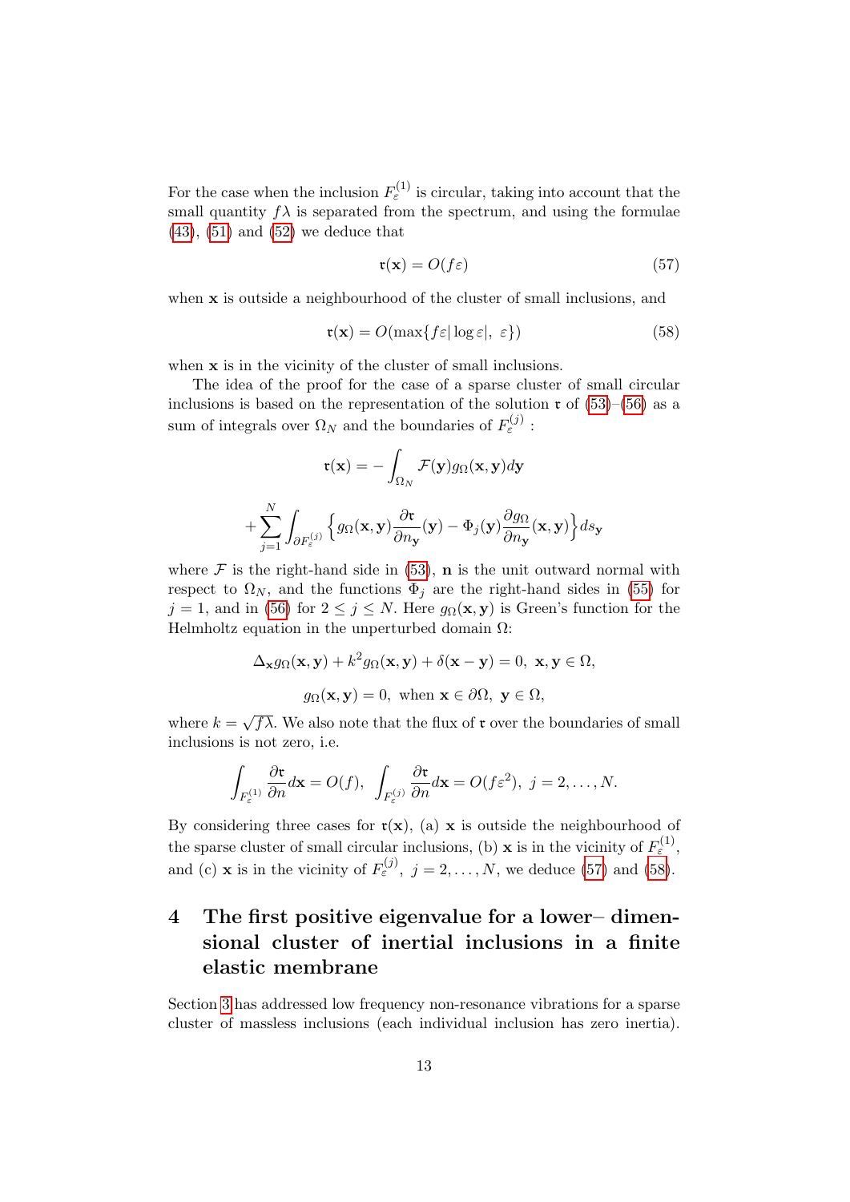For the case when the inclusion $F_\varepsilon^{(1)}$ is circular, taking into account that the small quantity $f\lambda$ is separated from the spectrum, and using the formulae (43), (51) and (52) we deduce that

$$\mathfrak{r}(\mathbf{x}) = O(f\varepsilon) \tag{57}$$

when $\mathbf{x}$ is outside a neighbourhood of the cluster of small inclusions, and

$$\mathfrak{r}(\mathbf{x}) = O(\max\{f\varepsilon|\log\varepsilon|,\ \varepsilon\}) \tag{58}$$

when $\mathbf{x}$ is in the vicinity of the cluster of small inclusions.

The idea of the proof for the case of a sparse cluster of small circular inclusions is based on the representation of the solution $\mathfrak{r}$ of (53)–(56) as a sum of integrals over $\Omega_N$ and the boundaries of $F_\varepsilon^{(j)}$ :

$$\mathfrak{r}(\mathbf{x}) = -\int_{\Omega_N} \mathcal{F}(\mathbf{y}) g_\Omega(\mathbf{x}, \mathbf{y}) d\mathbf{y}$$

$$+\sum_{j=1}^{N} \int_{\partial F_\varepsilon^{(j)}} \Big\{ g_\Omega(\mathbf{x}, \mathbf{y}) \frac{\partial \mathfrak{r}}{\partial n_\mathbf{y}}(\mathbf{y}) - \Phi_j(\mathbf{y}) \frac{\partial g_\Omega}{\partial n_\mathbf{y}}(\mathbf{x}, \mathbf{y}) \Big\} ds_\mathbf{y}$$

where $\mathcal{F}$ is the right-hand side in (53), $\mathbf{n}$ is the unit outward normal with respect to $\Omega_N$, and the functions $\Phi_j$ are the right-hand sides in (55) for $j = 1$, and in (56) for $2 \le j \le N$. Here $g_\Omega(\mathbf{x}, \mathbf{y})$ is Green's function for the Helmholtz equation in the unperturbed domain $\Omega$:

$$\Delta_\mathbf{x} g_\Omega(\mathbf{x}, \mathbf{y}) + k^2 g_\Omega(\mathbf{x}, \mathbf{y}) + \delta(\mathbf{x} - \mathbf{y}) = 0,\ \ \mathbf{x}, \mathbf{y} \in \Omega,$$

$$g_\Omega(\mathbf{x}, \mathbf{y}) = 0,\ \text{when}\ \mathbf{x} \in \partial\Omega,\ \ \mathbf{y} \in \Omega,$$

where $k = \sqrt{f\lambda}$. We also note that the flux of $\mathfrak{r}$ over the boundaries of small inclusions is not zero, i.e.

$$\int_{F_\varepsilon^{(1)}} \frac{\partial \mathfrak{r}}{\partial n} d\mathbf{x} = O(f),\ \ \int_{F_\varepsilon^{(j)}} \frac{\partial \mathfrak{r}}{\partial n} d\mathbf{x} = O(f\varepsilon^2),\ j = 2, \dots, N.$$

By considering three cases for $\mathfrak{r}(\mathbf{x})$, (a) $\mathbf{x}$ is outside the neighbourhood of the sparse cluster of small circular inclusions, (b) $\mathbf{x}$ is in the vicinity of $F_\varepsilon^{(1)}$, and (c) $\mathbf{x}$ is in the vicinity of $F_\varepsilon^{(j)}$, $j = 2, \dots, N$, we deduce (57) and (58).

# 4 The first positive eigenvalue for a lower– dimensional cluster of inertial inclusions in a finite elastic membrane

Section 3 has addressed low frequency non-resonance vibrations for a sparse cluster of massless inclusions (each individual inclusion has zero inertia).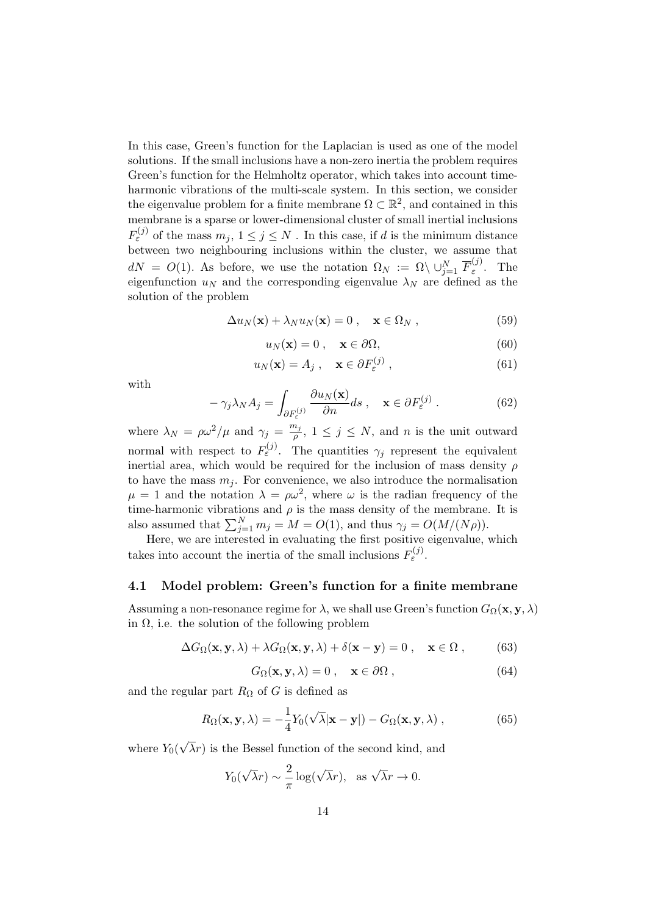In this case, Green's function for the Laplacian is used as one of the model solutions. If the small inclusions have a non-zero inertia the problem requires Green's function for the Helmholtz operator, which takes into account time-harmonic vibrations of the multi-scale system. In this section, we consider the eigenvalue problem for a finite membrane $\Omega \subset \mathbb{R}^2$, and contained in this membrane is a sparse or lower-dimensional cluster of small inertial inclusions $F_\varepsilon^{(j)}$ of the mass $m_j$, $1 \le j \le N$ . In this case, if $d$ is the minimum distance between two neighbouring inclusions within the cluster, we assume that $dN = O(1)$. As before, we use the notation $\Omega_N := \Omega \setminus \cup_{j=1}^N \overline{F}_\varepsilon^{(j)}$. The eigenfunction $u_N$ and the corresponding eigenvalue $\lambda_N$ are defined as the solution of the problem

$$\Delta u_N(\mathbf{x}) + \lambda_N u_N(\mathbf{x}) = 0 \, , \quad \mathbf{x} \in \Omega_N \, , \tag{59}$$

$$u_N(\mathbf{x}) = 0 \, , \quad \mathbf{x} \in \partial\Omega, \tag{60}$$

$$u_N(\mathbf{x}) = A_j \, , \quad \mathbf{x} \in \partial F_\varepsilon^{(j)} \, , \tag{61}$$

with

$$-\gamma_j \lambda_N A_j = \int_{\partial F_\varepsilon^{(j)}} \frac{\partial u_N(\mathbf{x})}{\partial n} ds \, , \quad \mathbf{x} \in \partial F_\varepsilon^{(j)} \, . \tag{62}$$

where $\lambda_N = \rho\omega^2/\mu$ and $\gamma_j = \frac{m_j}{\rho}$, $1 \le j \le N$, and $n$ is the unit outward normal with respect to $F_\varepsilon^{(j)}$. The quantities $\gamma_j$ represent the equivalent inertial area, which would be required for the inclusion of mass density $\rho$ to have the mass $m_j$. For convenience, we also introduce the normalisation $\mu = 1$ and the notation $\lambda = \rho\omega^2$, where $\omega$ is the radian frequency of the time-harmonic vibrations and $\rho$ is the mass density of the membrane. It is also assumed that $\sum_{j=1}^N m_j = M = O(1)$, and thus $\gamma_j = O(M/(N\rho))$.

Here, we are interested in evaluating the first positive eigenvalue, which takes into account the inertia of the small inclusions $F_\varepsilon^{(j)}$.

### 4.1 Model problem: Green's function for a finite membrane

Assuming a non-resonance regime for $\lambda$, we shall use Green's function $G_\Omega(\mathbf{x}, \mathbf{y}, \lambda)$ in $\Omega$, i.e. the solution of the following problem

$$\Delta G_\Omega(\mathbf{x}, \mathbf{y}, \lambda) + \lambda G_\Omega(\mathbf{x}, \mathbf{y}, \lambda) + \delta(\mathbf{x} - \mathbf{y}) = 0 \, , \quad \mathbf{x} \in \Omega \, , \tag{63}$$

$$G_\Omega(\mathbf{x}, \mathbf{y}, \lambda) = 0 \, , \quad \mathbf{x} \in \partial\Omega \, , \tag{64}$$

and the regular part $R_\Omega$ of $G$ is defined as

$$R_\Omega(\mathbf{x}, \mathbf{y}, \lambda) = -\frac{1}{4} Y_0(\sqrt{\lambda}|\mathbf{x} - \mathbf{y}|) - G_\Omega(\mathbf{x}, \mathbf{y}, \lambda) \, , \tag{65}$$

where $Y_0(\sqrt{\lambda}r)$ is the Bessel function of the second kind, and

$$Y_0(\sqrt{\lambda}r) \sim \frac{2}{\pi} \log(\sqrt{\lambda}r), \quad \text{as } \sqrt{\lambda}r \to 0.$$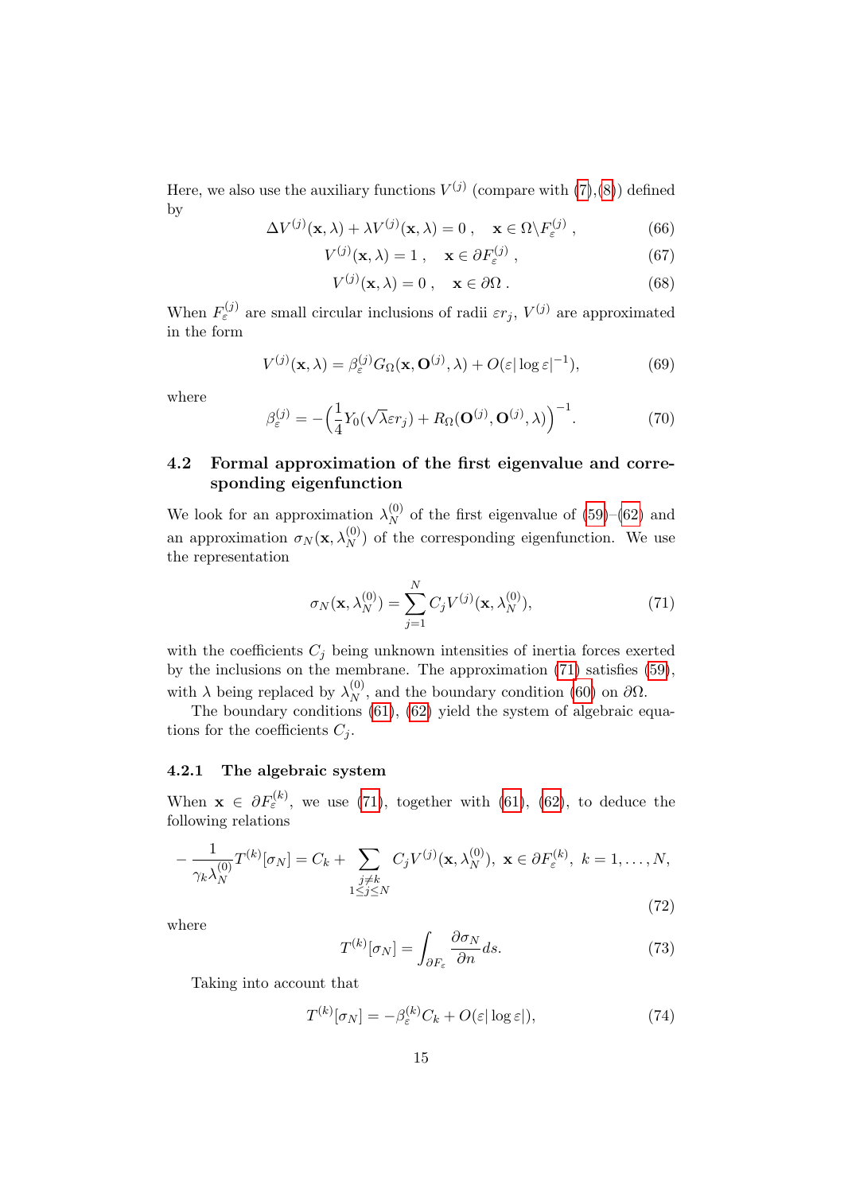Here, we also use the auxiliary functions $V^{(j)}$ (compare with (7),(8)) defined by

$$\Delta V^{(j)}(\mathbf{x},\lambda) + \lambda V^{(j)}(\mathbf{x},\lambda) = 0\,, \quad \mathbf{x} \in \Omega \backslash F_\varepsilon^{(j)}\,, \tag{66}$$

$$V^{(j)}(\mathbf{x},\lambda) = 1\,, \quad \mathbf{x} \in \partial F_\varepsilon^{(j)}\,, \tag{67}$$

$$V^{(j)}(\mathbf{x},\lambda) = 0\,, \quad \mathbf{x} \in \partial\Omega\,. \tag{68}$$

When $F_\varepsilon^{(j)}$ are small circular inclusions of radii $\varepsilon r_j$, $V^{(j)}$ are approximated in the form

$$V^{(j)}(\mathbf{x},\lambda) = \beta_\varepsilon^{(j)} G_\Omega(\mathbf{x},\mathbf{O}^{(j)},\lambda) + O(\varepsilon|\log\varepsilon|^{-1}), \tag{69}$$

where

$$\beta_\varepsilon^{(j)} = -\Big(\frac{1}{4} Y_0(\sqrt{\lambda}\varepsilon r_j) + R_\Omega(\mathbf{O}^{(j)},\mathbf{O}^{(j)},\lambda)\Big)^{-1}. \tag{70}$$

### 4.2 Formal approximation of the first eigenvalue and corresponding eigenfunction

We look for an approximation $\lambda_N^{(0)}$ of the first eigenvalue of (59)–(62) and an approximation $\sigma_N(\mathbf{x},\lambda_N^{(0)})$ of the corresponding eigenfunction. We use the representation

$$\sigma_N(\mathbf{x},\lambda_N^{(0)}) = \sum_{j=1}^{N} C_j V^{(j)}(\mathbf{x},\lambda_N^{(0)}), \tag{71}$$

with the coefficients $C_j$ being unknown intensities of inertia forces exerted by the inclusions on the membrane. The approximation (71) satisfies (59), with $\lambda$ being replaced by $\lambda_N^{(0)}$, and the boundary condition (60) on $\partial\Omega$.

The boundary conditions (61), (62) yield the system of algebraic equations for the coefficients $C_j$.

#### 4.2.1 The algebraic system

When $\mathbf{x} \in \partial F_\varepsilon^{(k)}$, we use (71), together with (61), (62), to deduce the following relations

$$-\frac{1}{\gamma_k \lambda_N^{(0)}} T^{(k)}[\sigma_N] = C_k + \sum_{\substack{j\neq k \\ 1\le j\le N}} C_j V^{(j)}(\mathbf{x},\lambda_N^{(0)}),\ \mathbf{x} \in \partial F_\varepsilon^{(k)},\ k=1,\ldots,N, \tag{72}$$

where

$$T^{(k)}[\sigma_N] = \int_{\partial F_\varepsilon} \frac{\partial \sigma_N}{\partial n} ds. \tag{73}$$

Taking into account that

$$T^{(k)}[\sigma_N] = -\beta_\varepsilon^{(k)} C_k + O(\varepsilon|\log\varepsilon|), \tag{74}$$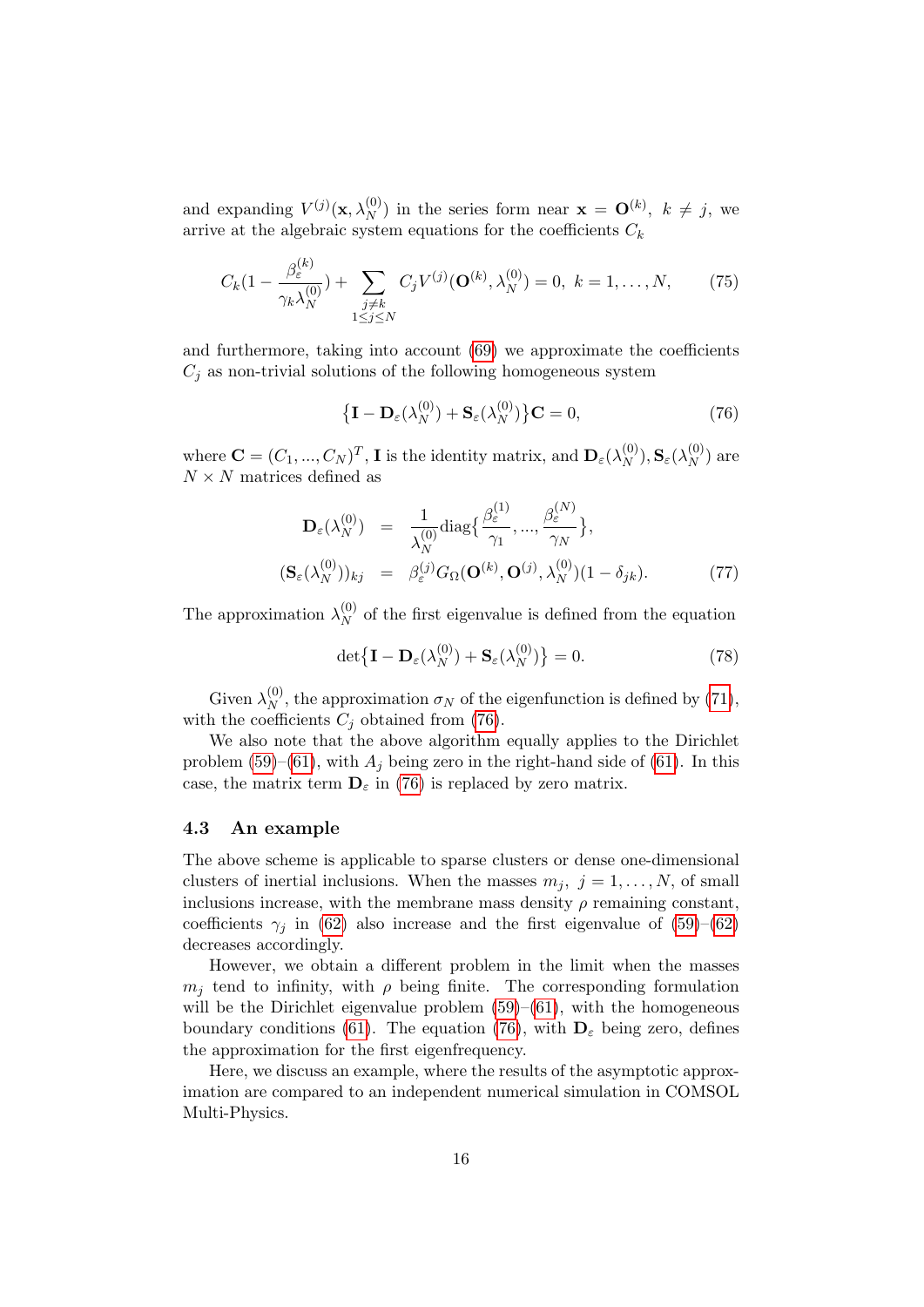and expanding $V^{(j)}(\mathbf{x}, \lambda_N^{(0)})$ in the series form near $\mathbf{x} = \mathbf{O}^{(k)},\ k \neq j$, we arrive at the algebraic system equations for the coefficients $C_k$

$$
C_k\Big(1 - \frac{\beta_\varepsilon^{(k)}}{\gamma_k \lambda_N^{(0)}}\Big) + \sum_{\substack{j \neq k \\ 1 \leq j \leq N}} C_j V^{(j)}(\mathbf{O}^{(k)}, \lambda_N^{(0)}) = 0,\ k = 1, \dots, N, \tag{75}
$$

and furthermore, taking into account (69) we approximate the coefficients $C_j$ as non-trivial solutions of the following homogeneous system

$$
\big\{\mathbf{I} - \mathbf{D}_\varepsilon(\lambda_N^{(0)}) + \mathbf{S}_\varepsilon(\lambda_N^{(0)})\big\}\mathbf{C} = 0, \tag{76}
$$

where $\mathbf{C} = (C_1, ..., C_N)^T$, $\mathbf{I}$ is the identity matrix, and $\mathbf{D}_\varepsilon(\lambda_N^{(0)}), \mathbf{S}_\varepsilon(\lambda_N^{(0)})$ are $N \times N$ matrices defined as

$$
\begin{aligned}
\mathbf{D}_\varepsilon(\lambda_N^{(0)}) &= \frac{1}{\lambda_N^{(0)}} \mathrm{diag}\Big\{\frac{\beta_\varepsilon^{(1)}}{\gamma_1}, ..., \frac{\beta_\varepsilon^{(N)}}{\gamma_N}\Big\}, \\
(\mathbf{S}_\varepsilon(\lambda_N^{(0)}))_{kj} &= \beta_\varepsilon^{(j)} G_\Omega(\mathbf{O}^{(k)}, \mathbf{O}^{(j)}, \lambda_N^{(0)})(1 - \delta_{jk}).
\end{aligned} \tag{77}
$$

The approximation $\lambda_N^{(0)}$ of the first eigenvalue is defined from the equation

$$
\det\big\{\mathbf{I} - \mathbf{D}_\varepsilon(\lambda_N^{(0)}) + \mathbf{S}_\varepsilon(\lambda_N^{(0)})\big\} = 0. \tag{78}
$$

Given $\lambda_N^{(0)}$, the approximation $\sigma_N$ of the eigenfunction is defined by (71), with the coefficients $C_j$ obtained from (76).

We also note that the above algorithm equally applies to the Dirichlet problem (59)–(61), with $A_j$ being zero in the right-hand side of (61). In this case, the matrix term $\mathbf{D}_\varepsilon$ in (76) is replaced by zero matrix.

### 4.3 An example

The above scheme is applicable to sparse clusters or dense one-dimensional clusters of inertial inclusions. When the masses $m_j,\ j = 1, \dots, N$, of small inclusions increase, with the membrane mass density $\rho$ remaining constant, coefficients $\gamma_j$ in (62) also increase and the first eigenvalue of (59)–(62) decreases accordingly.

However, we obtain a different problem in the limit when the masses $m_j$ tend to infinity, with $\rho$ being finite. The corresponding formulation will be the Dirichlet eigenvalue problem (59)–(61), with the homogeneous boundary conditions (61). The equation (76), with $\mathbf{D}_\varepsilon$ being zero, defines the approximation for the first eigenfrequency.

Here, we discuss an example, where the results of the asymptotic approximation are compared to an independent numerical simulation in COMSOL Multi-Physics.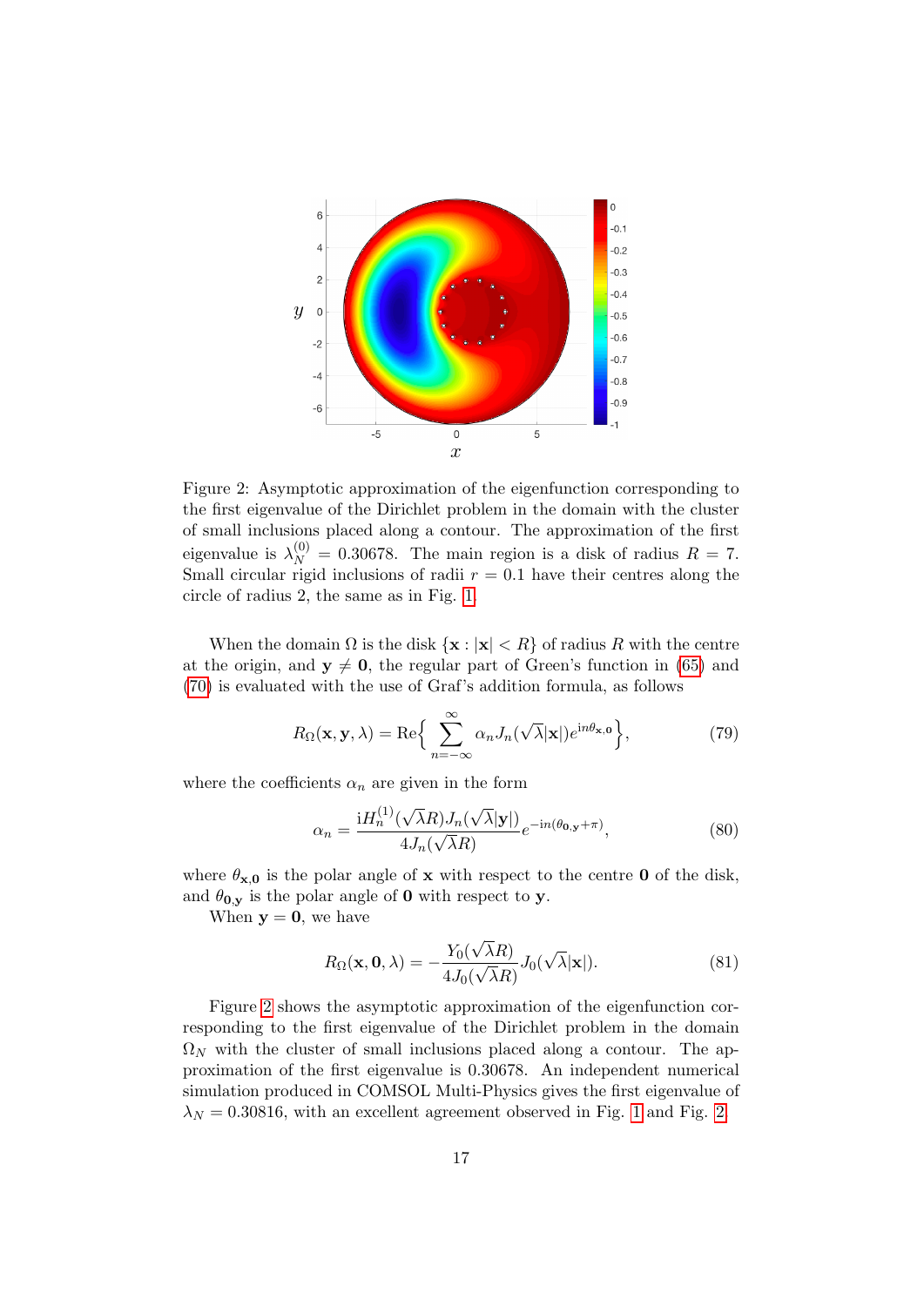Figure 2: Asymptotic approximation of the eigenfunction corresponding to the first eigenvalue of the Dirichlet problem in the domain with the cluster of small inclusions placed along a contour. The approximation of the first eigenvalue is $\lambda_N^{(0)} = 0.30678$. The main region is a disk of radius $R = 7$. Small circular rigid inclusions of radii $r = 0.1$ have their centres along the circle of radius 2, the same as in Fig. 1.

When the domain $\Omega$ is the disk $\{\mathbf{x} : |\mathbf{x}| < R\}$ of radius $R$ with the centre at the origin, and $\mathbf{y} \neq \mathbf{0}$, the regular part of Green's function in (65) and (70) is evaluated with the use of Graf's addition formula, as follows

$$R_\Omega(\mathbf{x}, \mathbf{y}, \lambda) = \mathrm{Re}\Big\{ \sum_{n=-\infty}^{\infty} \alpha_n J_n(\sqrt{\lambda}|\mathbf{x}|) e^{\mathrm{i}n\theta_{\mathbf{x},\mathbf{0}}} \Big\}, \tag{79}$$

where the coefficients $\alpha_n$ are given in the form

$$\alpha_n = \frac{\mathrm{i}H_n^{(1)}(\sqrt{\lambda}R) J_n(\sqrt{\lambda}|\mathbf{y}|)}{4 J_n(\sqrt{\lambda}R)} e^{-\mathrm{i}n(\theta_{\mathbf{0},\mathbf{y}}+\pi)}, \tag{80}$$

where $\theta_{\mathbf{x},\mathbf{0}}$ is the polar angle of $\mathbf{x}$ with respect to the centre $\mathbf{0}$ of the disk, and $\theta_{\mathbf{0},\mathbf{y}}$ is the polar angle of $\mathbf{0}$ with respect to $\mathbf{y}$.

When $\mathbf{y} = \mathbf{0}$, we have

$$R_\Omega(\mathbf{x}, \mathbf{0}, \lambda) = -\frac{Y_0(\sqrt{\lambda}R)}{4 J_0(\sqrt{\lambda}R)} J_0(\sqrt{\lambda}|\mathbf{x}|). \tag{81}$$

Figure 2 shows the asymptotic approximation of the eigenfunction corresponding to the first eigenvalue of the Dirichlet problem in the domain $\Omega_N$ with the cluster of small inclusions placed along a contour. The approximation of the first eigenvalue is 0.30678. An independent numerical simulation produced in COMSOL Multi-Physics gives the first eigenvalue of $\lambda_N = 0.30816$, with an excellent agreement observed in Fig. 1 and Fig. 2.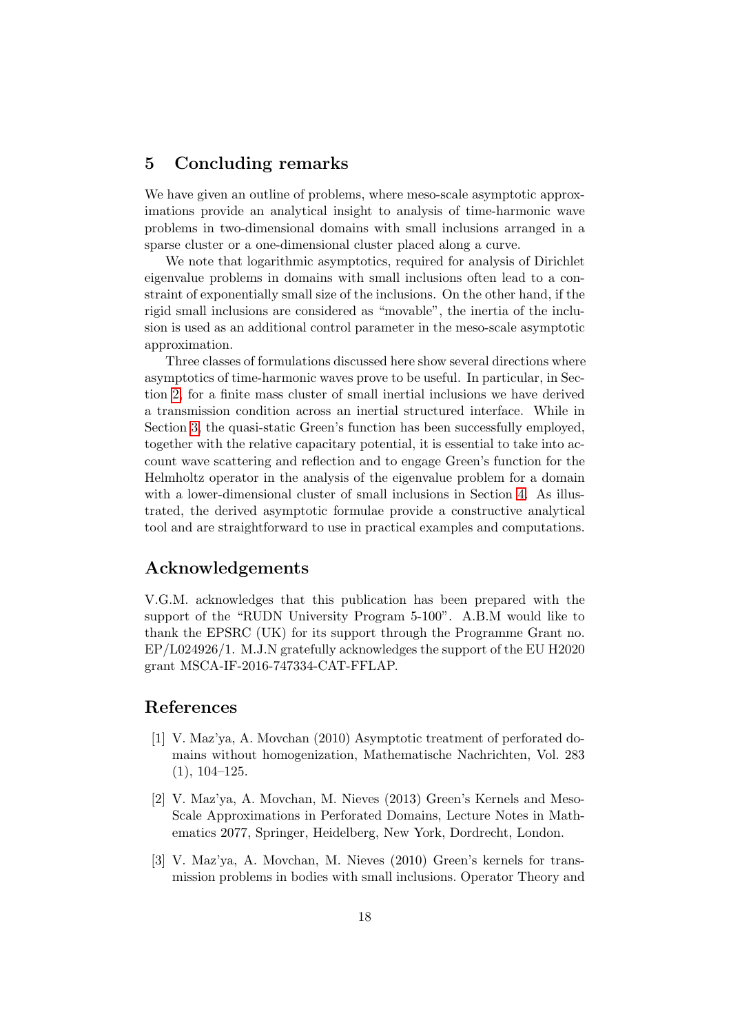## 5 Concluding remarks

We have given an outline of problems, where meso-scale asymptotic approximations provide an analytical insight to analysis of time-harmonic wave problems in two-dimensional domains with small inclusions arranged in a sparse cluster or a one-dimensional cluster placed along a curve.

We note that logarithmic asymptotics, required for analysis of Dirichlet eigenvalue problems in domains with small inclusions often lead to a constraint of exponentially small size of the inclusions. On the other hand, if the rigid small inclusions are considered as "movable", the inertia of the inclusion is used as an additional control parameter in the meso-scale asymptotic approximation.

Three classes of formulations discussed here show several directions where asymptotics of time-harmonic waves prove to be useful. In particular, in Section 2, for a finite mass cluster of small inertial inclusions we have derived a transmission condition across an inertial structured interface. While in Section 3, the quasi-static Green's function has been successfully employed, together with the relative capacitary potential, it is essential to take into account wave scattering and reflection and to engage Green's function for the Helmholtz operator in the analysis of the eigenvalue problem for a domain with a lower-dimensional cluster of small inclusions in Section 4. As illustrated, the derived asymptotic formulae provide a constructive analytical tool and are straightforward to use in practical examples and computations.

## Acknowledgements

V.G.M. acknowledges that this publication has been prepared with the support of the "RUDN University Program 5-100". A.B.M would like to thank the EPSRC (UK) for its support through the Programme Grant no. EP/L024926/1. M.J.N gratefully acknowledges the support of the EU H2020 grant MSCA-IF-2016-747334-CAT-FFLAP.

## References

[1] V. Maz'ya, A. Movchan (2010) Asymptotic treatment of perforated domains without homogenization, Mathematische Nachrichten, Vol. 283 (1), 104–125.

[2] V. Maz'ya, A. Movchan, M. Nieves (2013) Green's Kernels and Meso-Scale Approximations in Perforated Domains, Lecture Notes in Mathematics 2077, Springer, Heidelberg, New York, Dordrecht, London.

[3] V. Maz'ya, A. Movchan, M. Nieves (2010) Green's kernels for transmission problems in bodies with small inclusions. Operator Theory and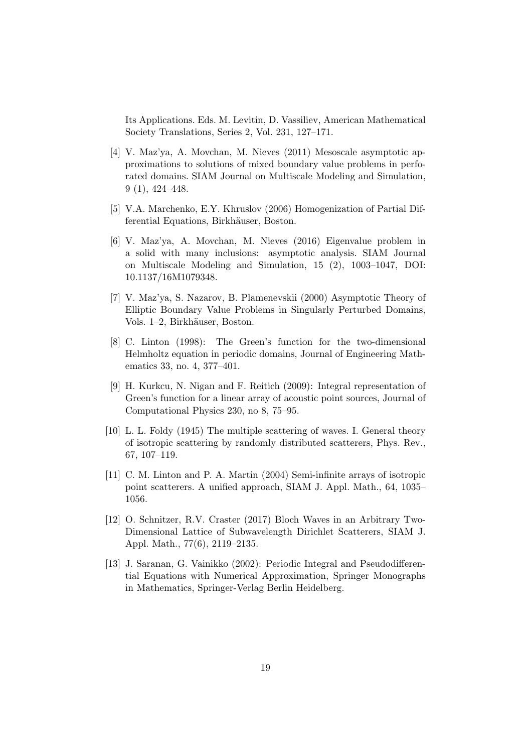Its Applications. Eds. M. Levitin, D. Vassiliev, American Mathematical Society Translations, Series 2, Vol. 231, 127–171.

[4] V. Maz'ya, A. Movchan, M. Nieves (2011) Mesoscale asymptotic approximations to solutions of mixed boundary value problems in perforated domains. SIAM Journal on Multiscale Modeling and Simulation, 9 (1), 424–448.

[5] V.A. Marchenko, E.Y. Khruslov (2006) Homogenization of Partial Differential Equations, Birkhäuser, Boston.

[6] V. Maz'ya, A. Movchan, M. Nieves (2016) Eigenvalue problem in a solid with many inclusions: asymptotic analysis. SIAM Journal on Multiscale Modeling and Simulation, 15 (2), 1003–1047, DOI: 10.1137/16M1079348.

[7] V. Maz'ya, S. Nazarov, B. Plamenevskii (2000) Asymptotic Theory of Elliptic Boundary Value Problems in Singularly Perturbed Domains, Vols. 1–2, Birkhäuser, Boston.

[8] C. Linton (1998): The Green's function for the two-dimensional Helmholtz equation in periodic domains, Journal of Engineering Mathematics 33, no. 4, 377–401.

[9] H. Kurkcu, N. Nigan and F. Reitich (2009): Integral representation of Green's function for a linear array of acoustic point sources, Journal of Computational Physics 230, no 8, 75–95.

[10] L. L. Foldy (1945) The multiple scattering of waves. I. General theory of isotropic scattering by randomly distributed scatterers, Phys. Rev., 67, 107–119.

[11] C. M. Linton and P. A. Martin (2004) Semi-infinite arrays of isotropic point scatterers. A unified approach, SIAM J. Appl. Math., 64, 1035–1056.

[12] O. Schnitzer, R.V. Craster (2017) Bloch Waves in an Arbitrary Two-Dimensional Lattice of Subwavelength Dirichlet Scatterers, SIAM J. Appl. Math., 77(6), 2119–2135.

[13] J. Saranan, G. Vainikko (2002): Periodic Integral and Pseudodifferential Equations with Numerical Approximation, Springer Monographs in Mathematics, Springer-Verlag Berlin Heidelberg.